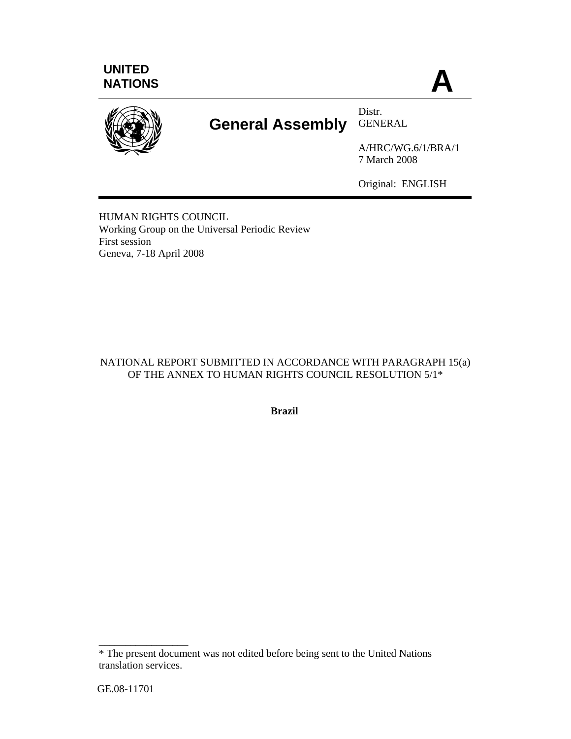UNITED NATIONS

A

**General Assembly**

Distr.
GENERAL

A/HRC/WG.6/1/BRA/1
7 March 2008

Original: ENGLISH

HUMAN RIGHTS COUNCIL
Working Group on the Universal Periodic Review
First session
Geneva, 7-18 April 2008

NATIONAL REPORT SUBMITTED IN ACCORDANCE WITH PARAGRAPH 15(a) OF THE ANNEX TO HUMAN RIGHTS COUNCIL RESOLUTION 5/1*

**Brazil**

* The present document was not edited before being sent to the United Nations translation services.

GE.08-11701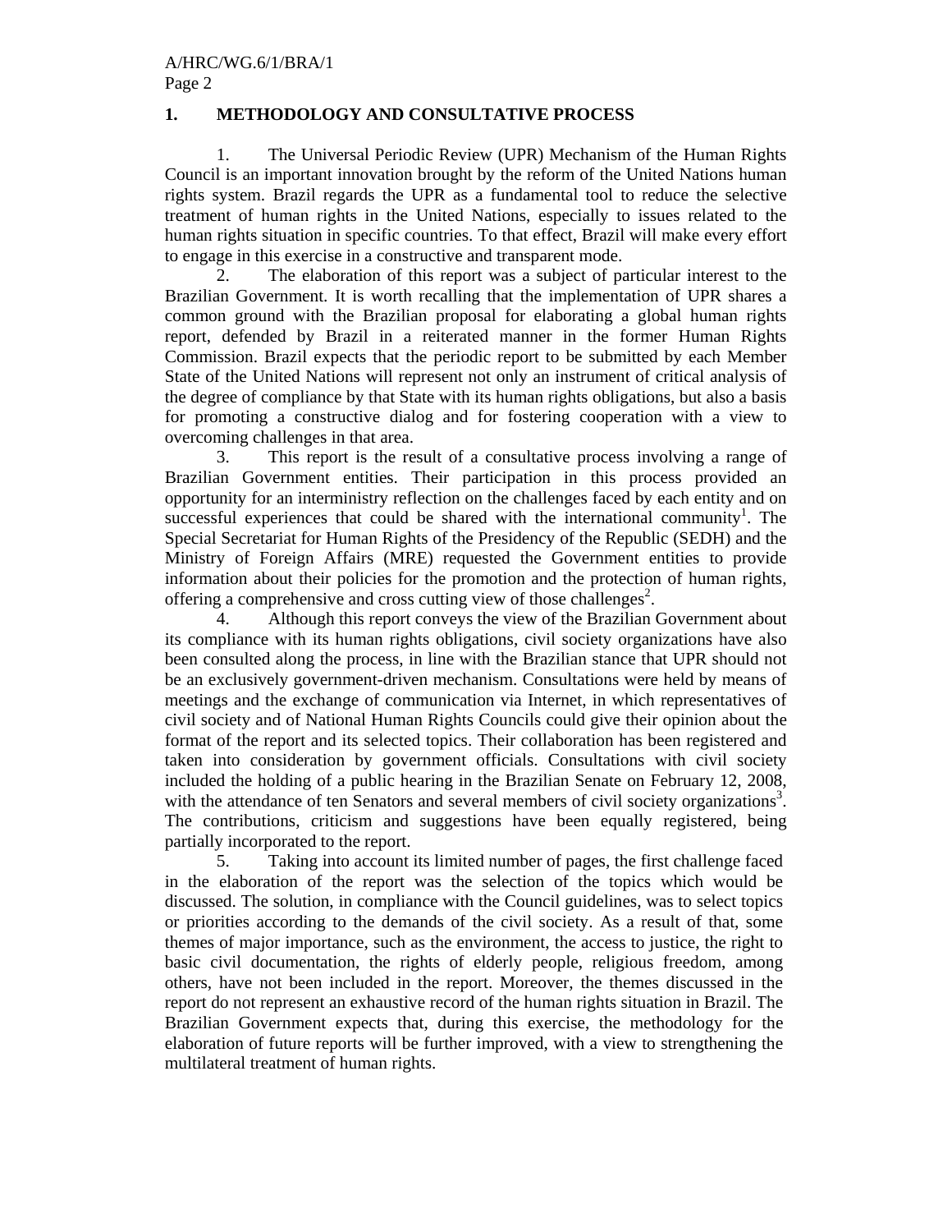## 1. METHODOLOGY AND CONSULTATIVE PROCESS

1. The Universal Periodic Review (UPR) Mechanism of the Human Rights Council is an important innovation brought by the reform of the United Nations human rights system. Brazil regards the UPR as a fundamental tool to reduce the selective treatment of human rights in the United Nations, especially to issues related to the human rights situation in specific countries. To that effect, Brazil will make every effort to engage in this exercise in a constructive and transparent mode.

2. The elaboration of this report was a subject of particular interest to the Brazilian Government. It is worth recalling that the implementation of UPR shares a common ground with the Brazilian proposal for elaborating a global human rights report, defended by Brazil in a reiterated manner in the former Human Rights Commission. Brazil expects that the periodic report to be submitted by each Member State of the United Nations will represent not only an instrument of critical analysis of the degree of compliance by that State with its human rights obligations, but also a basis for promoting a constructive dialog and for fostering cooperation with a view to overcoming challenges in that area.

3. This report is the result of a consultative process involving a range of Brazilian Government entities. Their participation in this process provided an opportunity for an interministry reflection on the challenges faced by each entity and on successful experiences that could be shared with the international community[1]. The Special Secretariat for Human Rights of the Presidency of the Republic (SEDH) and the Ministry of Foreign Affairs (MRE) requested the Government entities to provide information about their policies for the promotion and the protection of human rights, offering a comprehensive and cross cutting view of those challenges[2].

4. Although this report conveys the view of the Brazilian Government about its compliance with its human rights obligations, civil society organizations have also been consulted along the process, in line with the Brazilian stance that UPR should not be an exclusively government-driven mechanism. Consultations were held by means of meetings and the exchange of communication via Internet, in which representatives of civil society and of National Human Rights Councils could give their opinion about the format of the report and its selected topics. Their collaboration has been registered and taken into consideration by government officials. Consultations with civil society included the holding of a public hearing in the Brazilian Senate on February 12, 2008, with the attendance of ten Senators and several members of civil society organizations[3]. The contributions, criticism and suggestions have been equally registered, being partially incorporated to the report.

5. Taking into account its limited number of pages, the first challenge faced in the elaboration of the report was the selection of the topics which would be discussed. The solution, in compliance with the Council guidelines, was to select topics or priorities according to the demands of the civil society. As a result of that, some themes of major importance, such as the environment, the access to justice, the right to basic civil documentation, the rights of elderly people, religious freedom, among others, have not been included in the report. Moreover, the themes discussed in the report do not represent an exhaustive record of the human rights situation in Brazil. The Brazilian Government expects that, during this exercise, the methodology for the elaboration of future reports will be further improved, with a view to strengthening the multilateral treatment of human rights.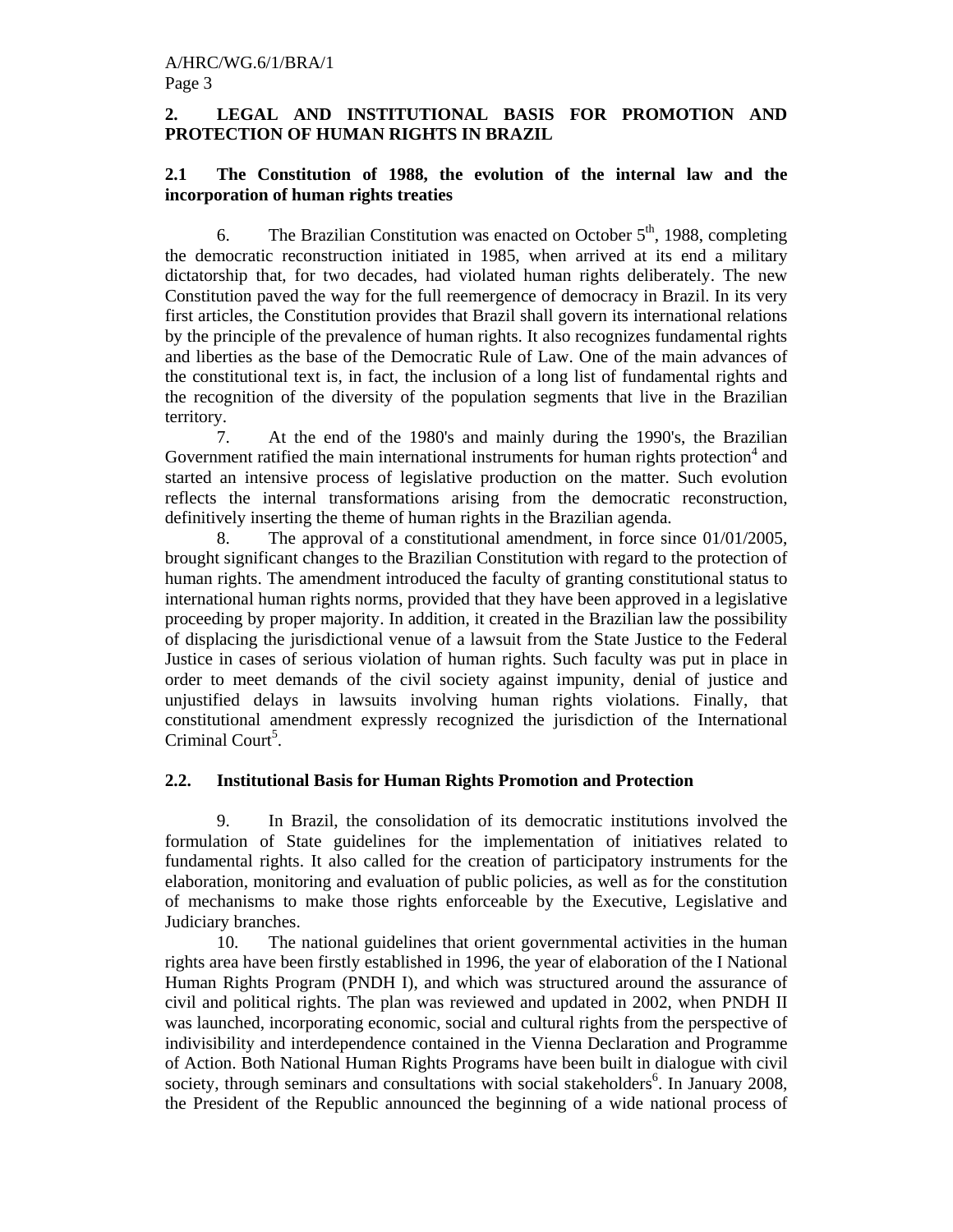## 2. LEGAL AND INSTITUTIONAL BASIS FOR PROMOTION AND PROTECTION OF HUMAN RIGHTS IN BRAZIL

### 2.1 The Constitution of 1988, the evolution of the internal law and the incorporation of human rights treaties

6. The Brazilian Constitution was enacted on October 5th, 1988, completing the democratic reconstruction initiated in 1985, when arrived at its end a military dictatorship that, for two decades, had violated human rights deliberately. The new Constitution paved the way for the full reemergence of democracy in Brazil. In its very first articles, the Constitution provides that Brazil shall govern its international relations by the principle of the prevalence of human rights. It also recognizes fundamental rights and liberties as the base of the Democratic Rule of Law. One of the main advances of the constitutional text is, in fact, the inclusion of a long list of fundamental rights and the recognition of the diversity of the population segments that live in the Brazilian territory.

7. At the end of the 1980's and mainly during the 1990's, the Brazilian Government ratified the main international instruments for human rights protection[4] and started an intensive process of legislative production on the matter. Such evolution reflects the internal transformations arising from the democratic reconstruction, definitively inserting the theme of human rights in the Brazilian agenda.

8. The approval of a constitutional amendment, in force since 01/01/2005, brought significant changes to the Brazilian Constitution with regard to the protection of human rights. The amendment introduced the faculty of granting constitutional status to international human rights norms, provided that they have been approved in a legislative proceeding by proper majority. In addition, it created in the Brazilian law the possibility of displacing the jurisdictional venue of a lawsuit from the State Justice to the Federal Justice in cases of serious violation of human rights. Such faculty was put in place in order to meet demands of the civil society against impunity, denial of justice and unjustified delays in lawsuits involving human rights violations. Finally, that constitutional amendment expressly recognized the jurisdiction of the International Criminal Court[5].

### 2.2. Institutional Basis for Human Rights Promotion and Protection

9. In Brazil, the consolidation of its democratic institutions involved the formulation of State guidelines for the implementation of initiatives related to fundamental rights. It also called for the creation of participatory instruments for the elaboration, monitoring and evaluation of public policies, as well as for the constitution of mechanisms to make those rights enforceable by the Executive, Legislative and Judiciary branches.

10. The national guidelines that orient governmental activities in the human rights area have been firstly established in 1996, the year of elaboration of the I National Human Rights Program (PNDH I), and which was structured around the assurance of civil and political rights. The plan was reviewed and updated in 2002, when PNDH II was launched, incorporating economic, social and cultural rights from the perspective of indivisibility and interdependence contained in the Vienna Declaration and Programme of Action. Both National Human Rights Programs have been built in dialogue with civil society, through seminars and consultations with social stakeholders[6]. In January 2008, the President of the Republic announced the beginning of a wide national process of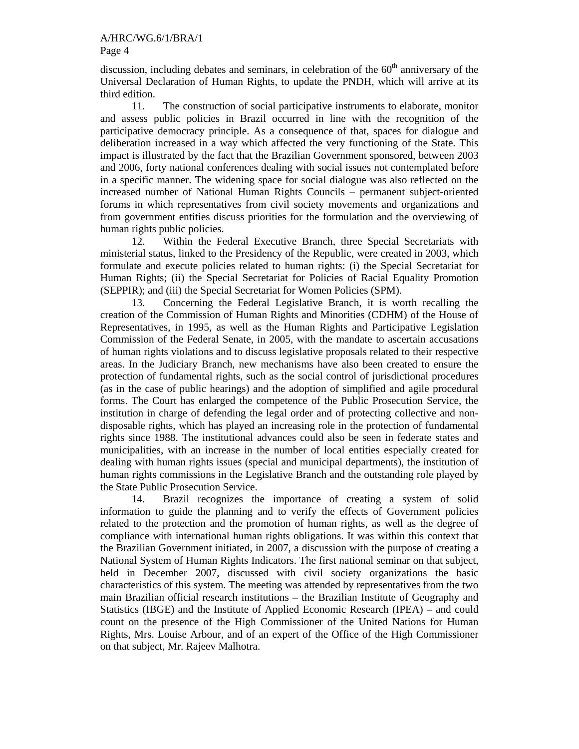discussion, including debates and seminars, in celebration of the 60th anniversary of the Universal Declaration of Human Rights, to update the PNDH, which will arrive at its third edition.

11. The construction of social participative instruments to elaborate, monitor and assess public policies in Brazil occurred in line with the recognition of the participative democracy principle. As a consequence of that, spaces for dialogue and deliberation increased in a way which affected the very functioning of the State. This impact is illustrated by the fact that the Brazilian Government sponsored, between 2003 and 2006, forty national conferences dealing with social issues not contemplated before in a specific manner. The widening space for social dialogue was also reflected on the increased number of National Human Rights Councils – permanent subject-oriented forums in which representatives from civil society movements and organizations and from government entities discuss priorities for the formulation and the overviewing of human rights public policies.

12. Within the Federal Executive Branch, three Special Secretariats with ministerial status, linked to the Presidency of the Republic, were created in 2003, which formulate and execute policies related to human rights: (i) the Special Secretariat for Human Rights; (ii) the Special Secretariat for Policies of Racial Equality Promotion (SEPPIR); and (iii) the Special Secretariat for Women Policies (SPM).

13. Concerning the Federal Legislative Branch, it is worth recalling the creation of the Commission of Human Rights and Minorities (CDHM) of the House of Representatives, in 1995, as well as the Human Rights and Participative Legislation Commission of the Federal Senate, in 2005, with the mandate to ascertain accusations of human rights violations and to discuss legislative proposals related to their respective areas. In the Judiciary Branch, new mechanisms have also been created to ensure the protection of fundamental rights, such as the social control of jurisdictional procedures (as in the case of public hearings) and the adoption of simplified and agile procedural forms. The Court has enlarged the competence of the Public Prosecution Service, the institution in charge of defending the legal order and of protecting collective and non-disposable rights, which has played an increasing role in the protection of fundamental rights since 1988. The institutional advances could also be seen in federate states and municipalities, with an increase in the number of local entities especially created for dealing with human rights issues (special and municipal departments), the institution of human rights commissions in the Legislative Branch and the outstanding role played by the State Public Prosecution Service.

14. Brazil recognizes the importance of creating a system of solid information to guide the planning and to verify the effects of Government policies related to the protection and the promotion of human rights, as well as the degree of compliance with international human rights obligations. It was within this context that the Brazilian Government initiated, in 2007, a discussion with the purpose of creating a National System of Human Rights Indicators. The first national seminar on that subject, held in December 2007, discussed with civil society organizations the basic characteristics of this system. The meeting was attended by representatives from the two main Brazilian official research institutions – the Brazilian Institute of Geography and Statistics (IBGE) and the Institute of Applied Economic Research (IPEA) – and could count on the presence of the High Commissioner of the United Nations for Human Rights, Mrs. Louise Arbour, and of an expert of the Office of the High Commissioner on that subject, Mr. Rajeev Malhotra.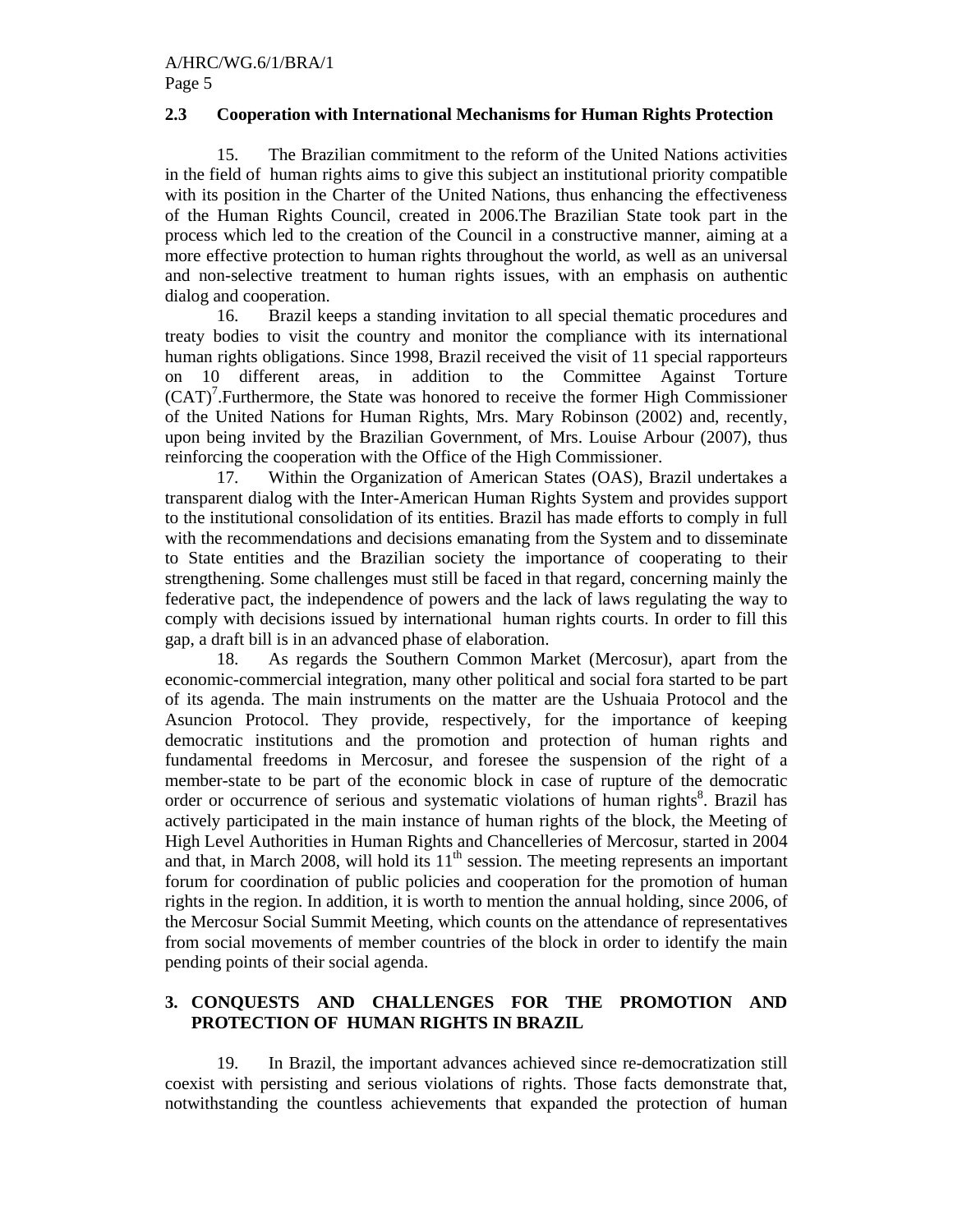### 2.3 Cooperation with International Mechanisms for Human Rights Protection

15. The Brazilian commitment to the reform of the United Nations activities in the field of human rights aims to give this subject an institutional priority compatible with its position in the Charter of the United Nations, thus enhancing the effectiveness of the Human Rights Council, created in 2006.The Brazilian State took part in the process which led to the creation of the Council in a constructive manner, aiming at a more effective protection to human rights throughout the world, as well as an universal and non-selective treatment to human rights issues, with an emphasis on authentic dialog and cooperation.

16. Brazil keeps a standing invitation to all special thematic procedures and treaty bodies to visit the country and monitor the compliance with its international human rights obligations. Since 1998, Brazil received the visit of 11 special rapporteurs on 10 different areas, in addition to the Committee Against Torture (CAT)[7].Furthermore, the State was honored to receive the former High Commissioner of the United Nations for Human Rights, Mrs. Mary Robinson (2002) and, recently, upon being invited by the Brazilian Government, of Mrs. Louise Arbour (2007), thus reinforcing the cooperation with the Office of the High Commissioner.

17. Within the Organization of American States (OAS), Brazil undertakes a transparent dialog with the Inter-American Human Rights System and provides support to the institutional consolidation of its entities. Brazil has made efforts to comply in full with the recommendations and decisions emanating from the System and to disseminate to State entities and the Brazilian society the importance of cooperating to their strengthening. Some challenges must still be faced in that regard, concerning mainly the federative pact, the independence of powers and the lack of laws regulating the way to comply with decisions issued by international human rights courts. In order to fill this gap, a draft bill is in an advanced phase of elaboration.

18. As regards the Southern Common Market (Mercosur), apart from the economic-commercial integration, many other political and social fora started to be part of its agenda. The main instruments on the matter are the Ushuaia Protocol and the Asuncion Protocol. They provide, respectively, for the importance of keeping democratic institutions and the promotion and protection of human rights and fundamental freedoms in Mercosur, and foresee the suspension of the right of a member-state to be part of the economic block in case of rupture of the democratic order or occurrence of serious and systematic violations of human rights[8]. Brazil has actively participated in the main instance of human rights of the block, the Meeting of High Level Authorities in Human Rights and Chancelleries of Mercosur, started in 2004 and that, in March 2008, will hold its 11th session. The meeting represents an important forum for coordination of public policies and cooperation for the promotion of human rights in the region. In addition, it is worth to mention the annual holding, since 2006, of the Mercosur Social Summit Meeting, which counts on the attendance of representatives from social movements of member countries of the block in order to identify the main pending points of their social agenda.

## 3. CONQUESTS AND CHALLENGES FOR THE PROMOTION AND PROTECTION OF HUMAN RIGHTS IN BRAZIL

19. In Brazil, the important advances achieved since re-democratization still coexist with persisting and serious violations of rights. Those facts demonstrate that, notwithstanding the countless achievements that expanded the protection of human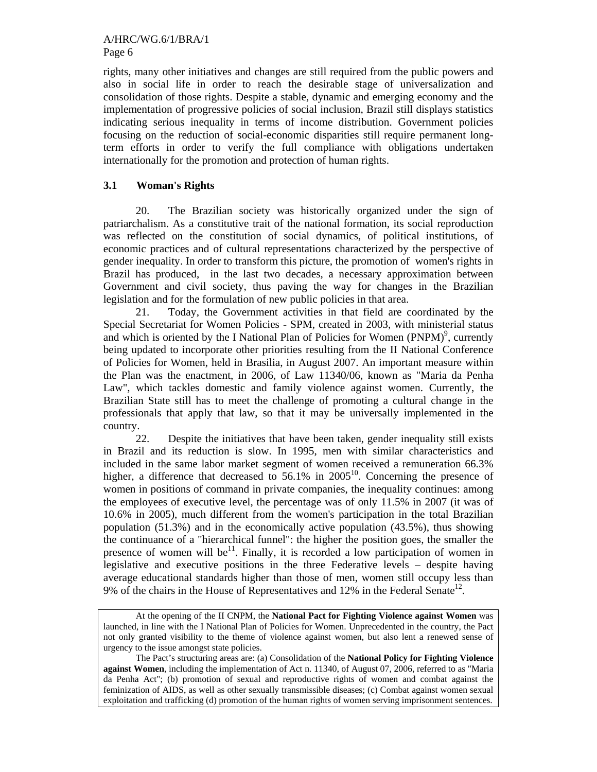rights, many other initiatives and changes are still required from the public powers and also in social life in order to reach the desirable stage of universalization and consolidation of those rights. Despite a stable, dynamic and emerging economy and the implementation of progressive policies of social inclusion, Brazil still displays statistics indicating serious inequality in terms of income distribution. Government policies focusing on the reduction of social-economic disparities still require permanent long-term efforts in order to verify the full compliance with obligations undertaken internationally for the promotion and protection of human rights.

### 3.1 Woman's Rights

20. The Brazilian society was historically organized under the sign of patriarchalism. As a constitutive trait of the national formation, its social reproduction was reflected on the constitution of social dynamics, of political institutions, of economic practices and of cultural representations characterized by the perspective of gender inequality. In order to transform this picture, the promotion of women's rights in Brazil has produced, in the last two decades, a necessary approximation between Government and civil society, thus paving the way for changes in the Brazilian legislation and for the formulation of new public policies in that area.

21. Today, the Government activities in that field are coordinated by the Special Secretariat for Women Policies - SPM, created in 2003, with ministerial status and which is oriented by the I National Plan of Policies for Women (PNPM)[9], currently being updated to incorporate other priorities resulting from the II National Conference of Policies for Women, held in Brasilia, in August 2007. An important measure within the Plan was the enactment, in 2006, of Law 11340/06, known as "Maria da Penha Law", which tackles domestic and family violence against women. Currently, the Brazilian State still has to meet the challenge of promoting a cultural change in the professionals that apply that law, so that it may be universally implemented in the country.

22. Despite the initiatives that have been taken, gender inequality still exists in Brazil and its reduction is slow. In 1995, men with similar characteristics and included in the same labor market segment of women received a remuneration 66.3% higher, a difference that decreased to 56.1% in 2005[10]. Concerning the presence of women in positions of command in private companies, the inequality continues: among the employees of executive level, the percentage was of only 11.5% in 2007 (it was of 10.6% in 2005), much different from the women's participation in the total Brazilian population (51.3%) and in the economically active population (43.5%), thus showing the continuance of a "hierarchical funnel": the higher the position goes, the smaller the presence of women will be[11]. Finally, it is recorded a low participation of women in legislative and executive positions in the three Federative levels – despite having average educational standards higher than those of men, women still occupy less than 9% of the chairs in the House of Representatives and 12% in the Federal Senate[12].

> At the opening of the II CNPM, the **National Pact for Fighting Violence against Women** was launched, in line with the I National Plan of Policies for Women. Unprecedented in the country, the Pact not only granted visibility to the theme of violence against women, but also lent a renewed sense of urgency to the issue amongst state policies.
>
> The Pact's structuring areas are: (a) Consolidation of the **National Policy for Fighting Violence against Women**, including the implementation of Act n. 11340, of August 07, 2006, referred to as "Maria da Penha Act"; (b) promotion of sexual and reproductive rights of women and combat against the feminization of AIDS, as well as other sexually transmissible diseases; (c) Combat against women sexual exploitation and trafficking (d) promotion of the human rights of women serving imprisonment sentences.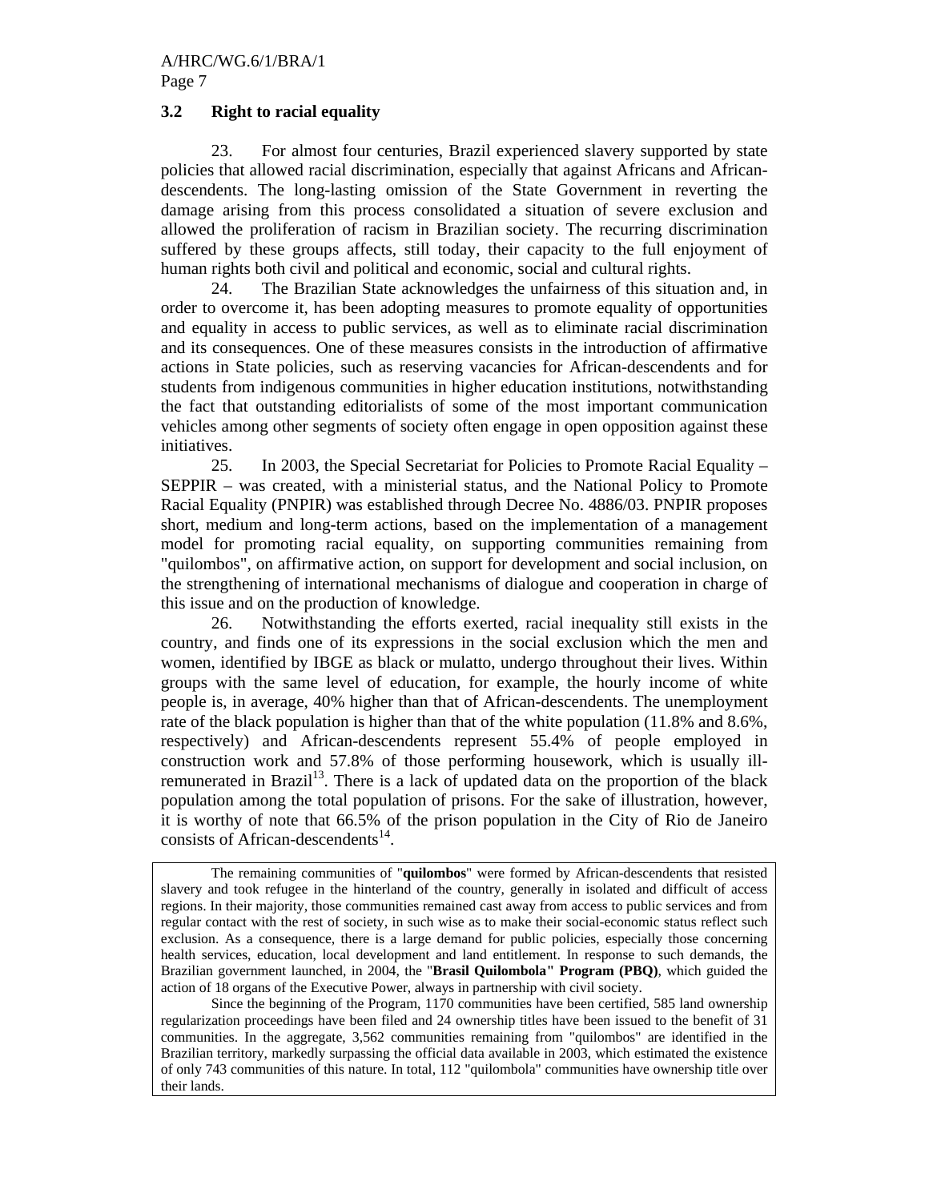### 3.2 Right to racial equality

23. For almost four centuries, Brazil experienced slavery supported by state policies that allowed racial discrimination, especially that against Africans and African-descendents. The long-lasting omission of the State Government in reverting the damage arising from this process consolidated a situation of severe exclusion and allowed the proliferation of racism in Brazilian society. The recurring discrimination suffered by these groups affects, still today, their capacity to the full enjoyment of human rights both civil and political and economic, social and cultural rights.

24. The Brazilian State acknowledges the unfairness of this situation and, in order to overcome it, has been adopting measures to promote equality of opportunities and equality in access to public services, as well as to eliminate racial discrimination and its consequences. One of these measures consists in the introduction of affirmative actions in State policies, such as reserving vacancies for African-descendents and for students from indigenous communities in higher education institutions, notwithstanding the fact that outstanding editorialists of some of the most important communication vehicles among other segments of society often engage in open opposition against these initiatives.

25. In 2003, the Special Secretariat for Policies to Promote Racial Equality – SEPPIR – was created, with a ministerial status, and the National Policy to Promote Racial Equality (PNPIR) was established through Decree No. 4886/03. PNPIR proposes short, medium and long-term actions, based on the implementation of a management model for promoting racial equality, on supporting communities remaining from "quilombos", on affirmative action, on support for development and social inclusion, on the strengthening of international mechanisms of dialogue and cooperation in charge of this issue and on the production of knowledge.

26. Notwithstanding the efforts exerted, racial inequality still exists in the country, and finds one of its expressions in the social exclusion which the men and women, identified by IBGE as black or mulatto, undergo throughout their lives. Within groups with the same level of education, for example, the hourly income of white people is, in average, 40% higher than that of African-descendents. The unemployment rate of the black population is higher than that of the white population (11.8% and 8.6%, respectively) and African-descendents represent 55.4% of people employed in construction work and 57.8% of those performing housework, which is usually ill-remunerated in Brazil[13]. There is a lack of updated data on the proportion of the black population among the total population of prisons. For the sake of illustration, however, it is worthy of note that 66.5% of the prison population in the City of Rio de Janeiro consists of African-descendents[14].

> The remaining communities of "**quilombos**" were formed by African-descendents that resisted slavery and took refugee in the hinterland of the country, generally in isolated and difficult of access regions. In their majority, those communities remained cast away from access to public services and from regular contact with the rest of society, in such wise as to make their social-economic status reflect such exclusion. As a consequence, there is a large demand for public policies, especially those concerning health services, education, local development and land entitlement. In response to such demands, the Brazilian government launched, in 2004, the "**Brasil Quilombola" Program (PBQ)**, which guided the action of 18 organs of the Executive Power, always in partnership with civil society.
>
> Since the beginning of the Program, 1170 communities have been certified, 585 land ownership regularization proceedings have been filed and 24 ownership titles have been issued to the benefit of 31 communities. In the aggregate, 3,562 communities remaining from "quilombos" are identified in the Brazilian territory, markedly surpassing the official data available in 2003, which estimated the existence of only 743 communities of this nature. In total, 112 "quilombola" communities have ownership title over their lands.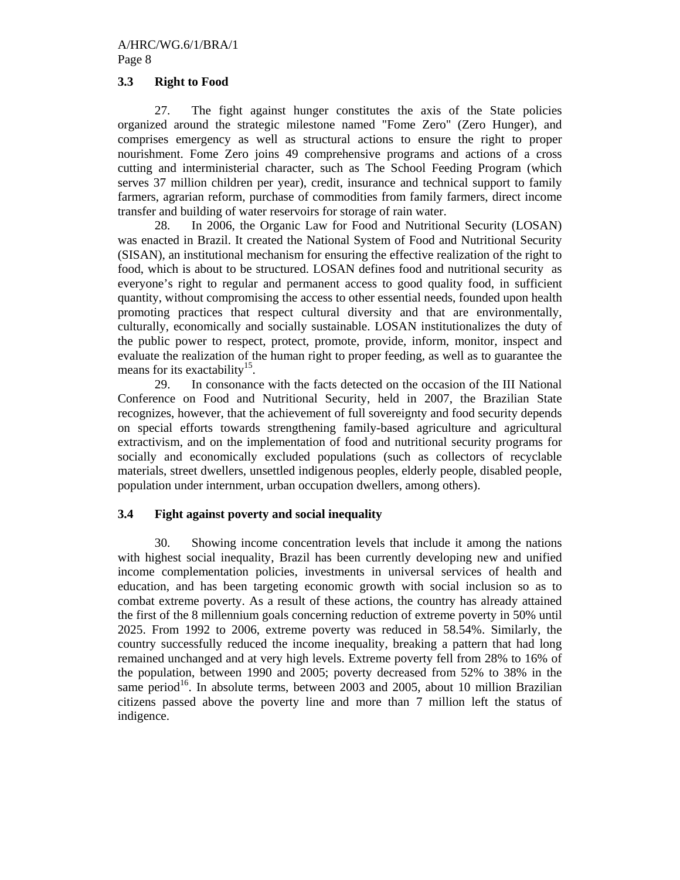### 3.3 Right to Food

27. The fight against hunger constitutes the axis of the State policies organized around the strategic milestone named "Fome Zero" (Zero Hunger), and comprises emergency as well as structural actions to ensure the right to proper nourishment. Fome Zero joins 49 comprehensive programs and actions of a cross cutting and interministerial character, such as The School Feeding Program (which serves 37 million children per year), credit, insurance and technical support to family farmers, agrarian reform, purchase of commodities from family farmers, direct income transfer and building of water reservoirs for storage of rain water.

28. In 2006, the Organic Law for Food and Nutritional Security (LOSAN) was enacted in Brazil. It created the National System of Food and Nutritional Security (SISAN), an institutional mechanism for ensuring the effective realization of the right to food, which is about to be structured. LOSAN defines food and nutritional security as everyone's right to regular and permanent access to good quality food, in sufficient quantity, without compromising the access to other essential needs, founded upon health promoting practices that respect cultural diversity and that are environmentally, culturally, economically and socially sustainable. LOSAN institutionalizes the duty of the public power to respect, protect, promote, provide, inform, monitor, inspect and evaluate the realization of the human right to proper feeding, as well as to guarantee the means for its exactability[15].

29. In consonance with the facts detected on the occasion of the III National Conference on Food and Nutritional Security, held in 2007, the Brazilian State recognizes, however, that the achievement of full sovereignty and food security depends on special efforts towards strengthening family-based agriculture and agricultural extractivism, and on the implementation of food and nutritional security programs for socially and economically excluded populations (such as collectors of recyclable materials, street dwellers, unsettled indigenous peoples, elderly people, disabled people, population under internment, urban occupation dwellers, among others).

### 3.4 Fight against poverty and social inequality

30. Showing income concentration levels that include it among the nations with highest social inequality, Brazil has been currently developing new and unified income complementation policies, investments in universal services of health and education, and has been targeting economic growth with social inclusion so as to combat extreme poverty. As a result of these actions, the country has already attained the first of the 8 millennium goals concerning reduction of extreme poverty in 50% until 2025. From 1992 to 2006, extreme poverty was reduced in 58.54%. Similarly, the country successfully reduced the income inequality, breaking a pattern that had long remained unchanged and at very high levels. Extreme poverty fell from 28% to 16% of the population, between 1990 and 2005; poverty decreased from 52% to 38% in the same period[16]. In absolute terms, between 2003 and 2005, about 10 million Brazilian citizens passed above the poverty line and more than 7 million left the status of indigence.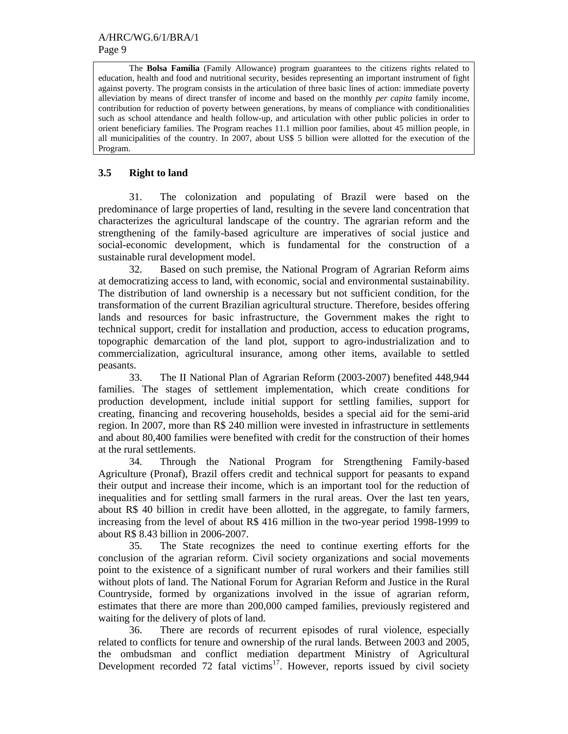> The **Bolsa Família** (Family Allowance) program guarantees to the citizens rights related to education, health and food and nutritional security, besides representing an important instrument of fight against poverty. The program consists in the articulation of three basic lines of action: immediate poverty alleviation by means of direct transfer of income and based on the monthly *per capita* family income, contribution for reduction of poverty between generations, by means of compliance with conditionalities such as school attendance and health follow-up, and articulation with other public policies in order to orient beneficiary families. The Program reaches 11.1 million poor families, about 45 million people, in all municipalities of the country. In 2007, about US$ 5 billion were allotted for the execution of the Program.

### 3.5 Right to land

31. The colonization and populating of Brazil were based on the predominance of large properties of land, resulting in the severe land concentration that characterizes the agricultural landscape of the country. The agrarian reform and the strengthening of the family-based agriculture are imperatives of social justice and social-economic development, which is fundamental for the construction of a sustainable rural development model.

32. Based on such premise, the National Program of Agrarian Reform aims at democratizing access to land, with economic, social and environmental sustainability. The distribution of land ownership is a necessary but not sufficient condition, for the transformation of the current Brazilian agricultural structure. Therefore, besides offering lands and resources for basic infrastructure, the Government makes the right to technical support, credit for installation and production, access to education programs, topographic demarcation of the land plot, support to agro-industrialization and to commercialization, agricultural insurance, among other items, available to settled peasants.

33. The II National Plan of Agrarian Reform (2003-2007) benefited 448,944 families. The stages of settlement implementation, which create conditions for production development, include initial support for settling families, support for creating, financing and recovering households, besides a special aid for the semi-arid region. In 2007, more than R$ 240 million were invested in infrastructure in settlements and about 80,400 families were benefited with credit for the construction of their homes at the rural settlements.

34. Through the National Program for Strengthening Family-based Agriculture (Pronaf), Brazil offers credit and technical support for peasants to expand their output and increase their income, which is an important tool for the reduction of inequalities and for settling small farmers in the rural areas. Over the last ten years, about R$ 40 billion in credit have been allotted, in the aggregate, to family farmers, increasing from the level of about R$ 416 million in the two-year period 1998-1999 to about R$ 8.43 billion in 2006-2007.

35. The State recognizes the need to continue exerting efforts for the conclusion of the agrarian reform. Civil society organizations and social movements point to the existence of a significant number of rural workers and their families still without plots of land. The National Forum for Agrarian Reform and Justice in the Rural Countryside, formed by organizations involved in the issue of agrarian reform, estimates that there are more than 200,000 camped families, previously registered and waiting for the delivery of plots of land.

36. There are records of recurrent episodes of rural violence, especially related to conflicts for tenure and ownership of the rural lands. Between 2003 and 2005, the ombudsman and conflict mediation department Ministry of Agricultural Development recorded 72 fatal victims[17]. However, reports issued by civil society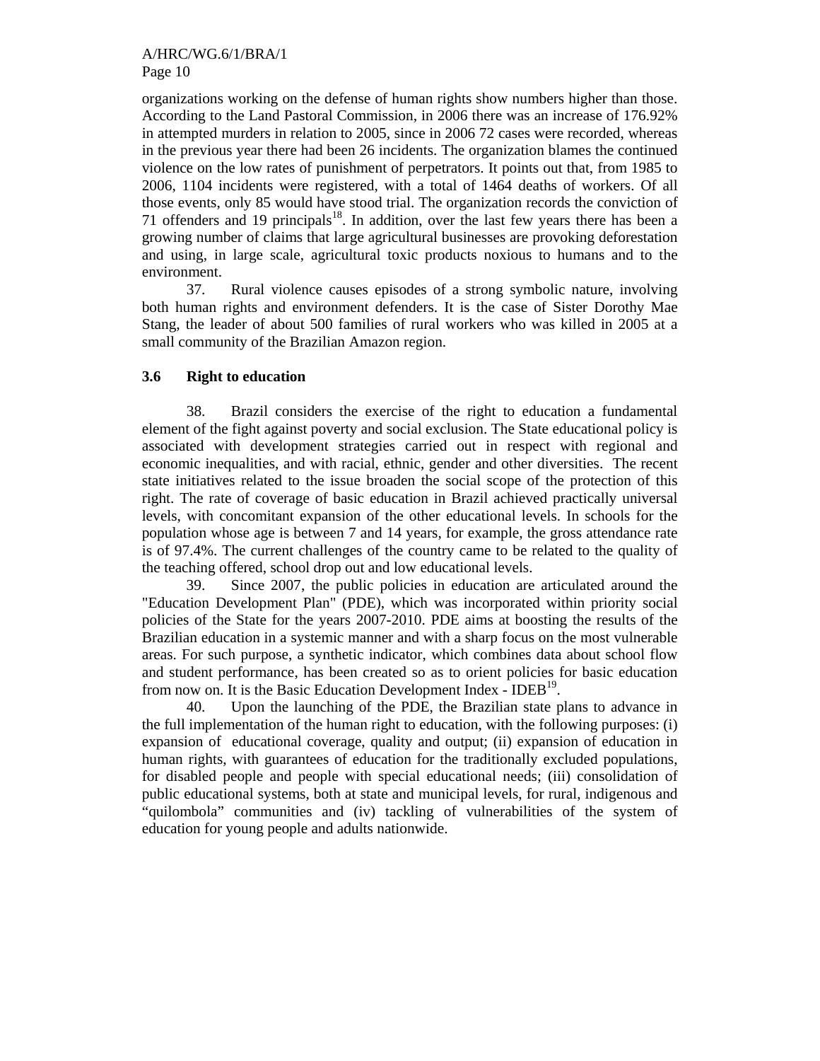organizations working on the defense of human rights show numbers higher than those. According to the Land Pastoral Commission, in 2006 there was an increase of 176.92% in attempted murders in relation to 2005, since in 2006 72 cases were recorded, whereas in the previous year there had been 26 incidents. The organization blames the continued violence on the low rates of punishment of perpetrators. It points out that, from 1985 to 2006, 1104 incidents were registered, with a total of 1464 deaths of workers. Of all those events, only 85 would have stood trial. The organization records the conviction of 71 offenders and 19 principals[18]. In addition, over the last few years there has been a growing number of claims that large agricultural businesses are provoking deforestation and using, in large scale, agricultural toxic products noxious to humans and to the environment.

37. Rural violence causes episodes of a strong symbolic nature, involving both human rights and environment defenders. It is the case of Sister Dorothy Mae Stang, the leader of about 500 families of rural workers who was killed in 2005 at a small community of the Brazilian Amazon region.

### 3.6 Right to education

38. Brazil considers the exercise of the right to education a fundamental element of the fight against poverty and social exclusion. The State educational policy is associated with development strategies carried out in respect with regional and economic inequalities, and with racial, ethnic, gender and other diversities. The recent state initiatives related to the issue broaden the social scope of the protection of this right. The rate of coverage of basic education in Brazil achieved practically universal levels, with concomitant expansion of the other educational levels. In schools for the population whose age is between 7 and 14 years, for example, the gross attendance rate is of 97.4%. The current challenges of the country came to be related to the quality of the teaching offered, school drop out and low educational levels.

39. Since 2007, the public policies in education are articulated around the "Education Development Plan" (PDE), which was incorporated within priority social policies of the State for the years 2007-2010. PDE aims at boosting the results of the Brazilian education in a systemic manner and with a sharp focus on the most vulnerable areas. For such purpose, a synthetic indicator, which combines data about school flow and student performance, has been created so as to orient policies for basic education from now on. It is the Basic Education Development Index - IDEB[19].

40. Upon the launching of the PDE, the Brazilian state plans to advance in the full implementation of the human right to education, with the following purposes: (i) expansion of educational coverage, quality and output; (ii) expansion of education in human rights, with guarantees of education for the traditionally excluded populations, for disabled people and people with special educational needs; (iii) consolidation of public educational systems, both at state and municipal levels, for rural, indigenous and "quilombola" communities and (iv) tackling of vulnerabilities of the system of education for young people and adults nationwide.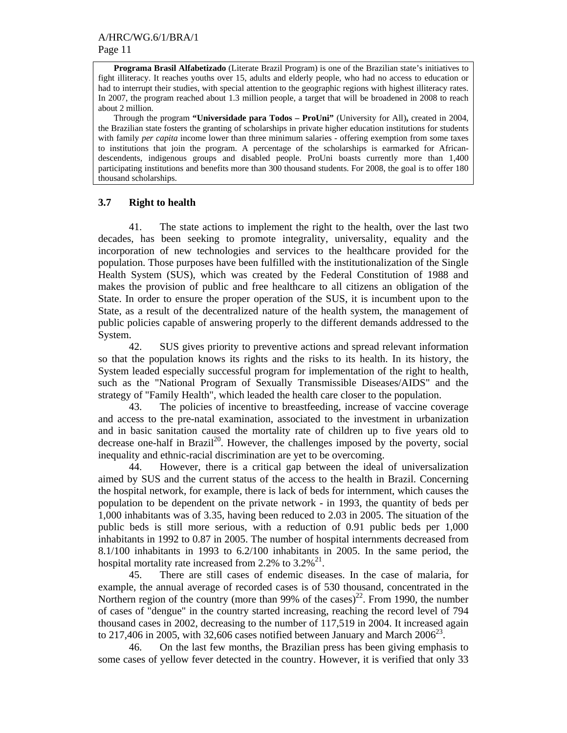**Programa Brasil Alfabetizado** (Literate Brazil Program) is one of the Brazilian state's initiatives to fight illiteracy. It reaches youths over 15, adults and elderly people, who had no access to education or had to interrupt their studies, with special attention to the geographic regions with highest illiteracy rates. In 2007, the program reached about 1.3 million people, a target that will be broadened in 2008 to reach about 2 million.

Through the program **"Universidade para Todos – ProUni"** (University for All)**,** created in 2004, the Brazilian state fosters the granting of scholarships in private higher education institutions for students with family *per capita* income lower than three minimum salaries - offering exemption from some taxes to institutions that join the program. A percentage of the scholarships is earmarked for African-descendents, indigenous groups and disabled people. ProUni boasts currently more than 1,400 participating institutions and benefits more than 300 thousand students. For 2008, the goal is to offer 180 thousand scholarships.

### 3.7 Right to health

41. The state actions to implement the right to the health, over the last two decades, has been seeking to promote integrality, universality, equality and the incorporation of new technologies and services to the healthcare provided for the population. Those purposes have been fulfilled with the institutionalization of the Single Health System (SUS), which was created by the Federal Constitution of 1988 and makes the provision of public and free healthcare to all citizens an obligation of the State. In order to ensure the proper operation of the SUS, it is incumbent upon to the State, as a result of the decentralized nature of the health system, the management of public policies capable of answering properly to the different demands addressed to the System.

42. SUS gives priority to preventive actions and spread relevant information so that the population knows its rights and the risks to its health. In its history, the System leaded especially successful program for implementation of the right to health, such as the "National Program of Sexually Transmissible Diseases/AIDS" and the strategy of "Family Health", which leaded the health care closer to the population.

43. The policies of incentive to breastfeeding, increase of vaccine coverage and access to the pre-natal examination, associated to the investment in urbanization and in basic sanitation caused the mortality rate of children up to five years old to decrease one-half in Brazil[20]. However, the challenges imposed by the poverty, social inequality and ethnic-racial discrimination are yet to be overcoming.

44. However, there is a critical gap between the ideal of universalization aimed by SUS and the current status of the access to the health in Brazil. Concerning the hospital network, for example, there is lack of beds for internment, which causes the population to be dependent on the private network - in 1993, the quantity of beds per 1,000 inhabitants was of 3.35, having been reduced to 2.03 in 2005. The situation of the public beds is still more serious, with a reduction of 0.91 public beds per 1,000 inhabitants in 1992 to 0.87 in 2005. The number of hospital internments decreased from 8.1/100 inhabitants in 1993 to 6.2/100 inhabitants in 2005. In the same period, the hospital mortality rate increased from 2.2% to 3.2%[21].

45. There are still cases of endemic diseases. In the case of malaria, for example, the annual average of recorded cases is of 530 thousand, concentrated in the Northern region of the country (more than 99% of the cases)[22]. From 1990, the number of cases of "dengue" in the country started increasing, reaching the record level of 794 thousand cases in 2002, decreasing to the number of 117,519 in 2004. It increased again to 217,406 in 2005, with 32,606 cases notified between January and March 2006[23].

46. On the last few months, the Brazilian press has been giving emphasis to some cases of yellow fever detected in the country. However, it is verified that only 33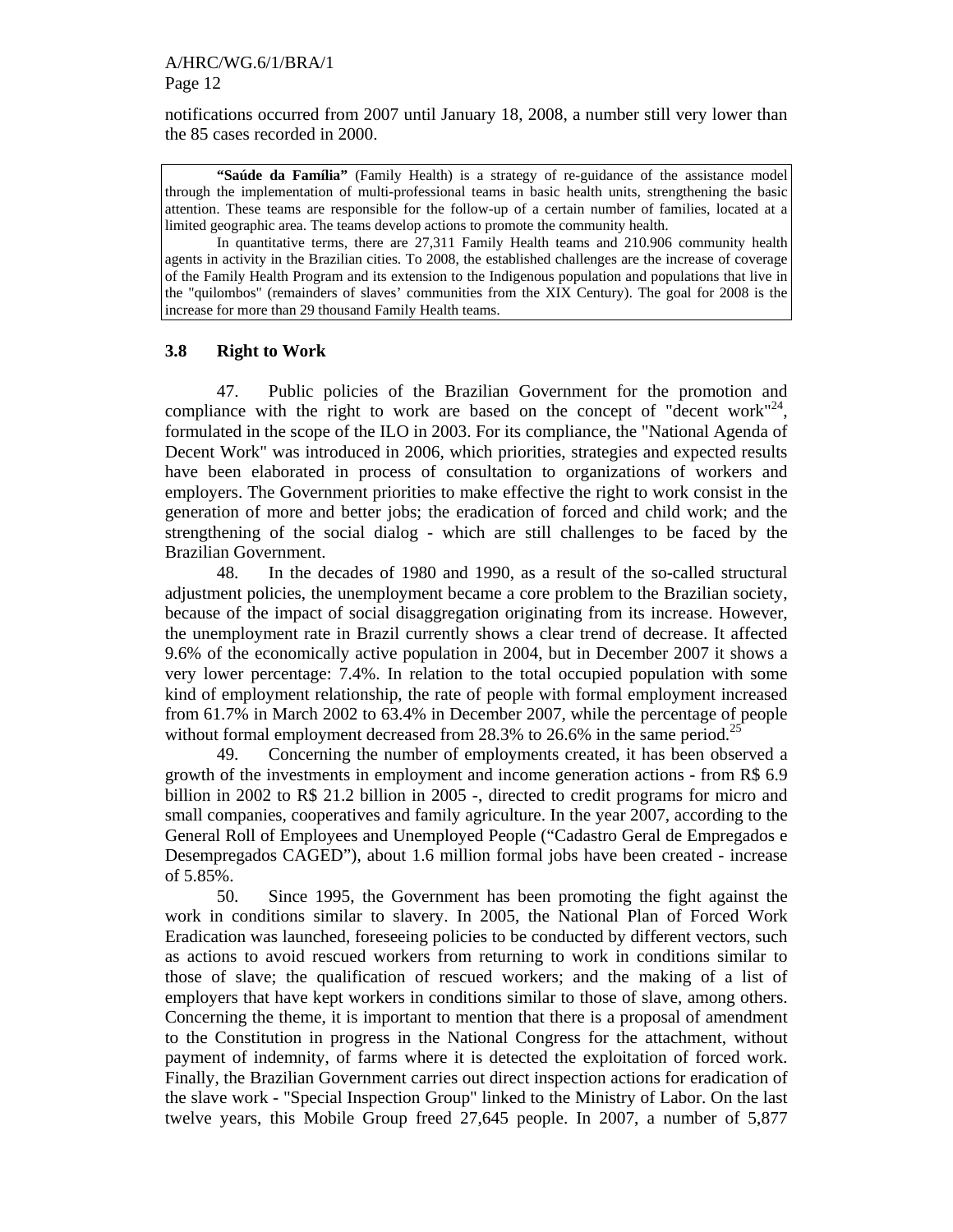notifications occurred from 2007 until January 18, 2008, a number still very lower than the 85 cases recorded in 2000.

> **"Saúde da Família"** (Family Health) is a strategy of re-guidance of the assistance model through the implementation of multi-professional teams in basic health units, strengthening the basic attention. These teams are responsible for the follow-up of a certain number of families, located at a limited geographic area. The teams develop actions to promote the community health.
>
> In quantitative terms, there are 27,311 Family Health teams and 210.906 community health agents in activity in the Brazilian cities. To 2008, the established challenges are the increase of coverage of the Family Health Program and its extension to the Indigenous population and populations that live in the "quilombos" (remainders of slaves' communities from the XIX Century). The goal for 2008 is the increase for more than 29 thousand Family Health teams.

### 3.8 Right to Work

47. Public policies of the Brazilian Government for the promotion and compliance with the right to work are based on the concept of "decent work"[24], formulated in the scope of the ILO in 2003. For its compliance, the "National Agenda of Decent Work" was introduced in 2006, which priorities, strategies and expected results have been elaborated in process of consultation to organizations of workers and employers. The Government priorities to make effective the right to work consist in the generation of more and better jobs; the eradication of forced and child work; and the strengthening of the social dialog - which are still challenges to be faced by the Brazilian Government.

48. In the decades of 1980 and 1990, as a result of the so-called structural adjustment policies, the unemployment became a core problem to the Brazilian society, because of the impact of social disaggregation originating from its increase. However, the unemployment rate in Brazil currently shows a clear trend of decrease. It affected 9.6% of the economically active population in 2004, but in December 2007 it shows a very lower percentage: 7.4%. In relation to the total occupied population with some kind of employment relationship, the rate of people with formal employment increased from 61.7% in March 2002 to 63.4% in December 2007, while the percentage of people without formal employment decreased from 28.3% to 26.6% in the same period.[25]

49. Concerning the number of employments created, it has been observed a growth of the investments in employment and income generation actions - from R$ 6.9 billion in 2002 to R$ 21.2 billion in 2005 -, directed to credit programs for micro and small companies, cooperatives and family agriculture. In the year 2007, according to the General Roll of Employees and Unemployed People ("Cadastro Geral de Empregados e Desempregados CAGED"), about 1.6 million formal jobs have been created - increase of 5.85%.

50. Since 1995, the Government has been promoting the fight against the work in conditions similar to slavery. In 2005, the National Plan of Forced Work Eradication was launched, foreseeing policies to be conducted by different vectors, such as actions to avoid rescued workers from returning to work in conditions similar to those of slave; the qualification of rescued workers; and the making of a list of employers that have kept workers in conditions similar to those of slave, among others. Concerning the theme, it is important to mention that there is a proposal of amendment to the Constitution in progress in the National Congress for the attachment, without payment of indemnity, of farms where it is detected the exploitation of forced work. Finally, the Brazilian Government carries out direct inspection actions for eradication of the slave work - "Special Inspection Group" linked to the Ministry of Labor. On the last twelve years, this Mobile Group freed 27,645 people. In 2007, a number of 5,877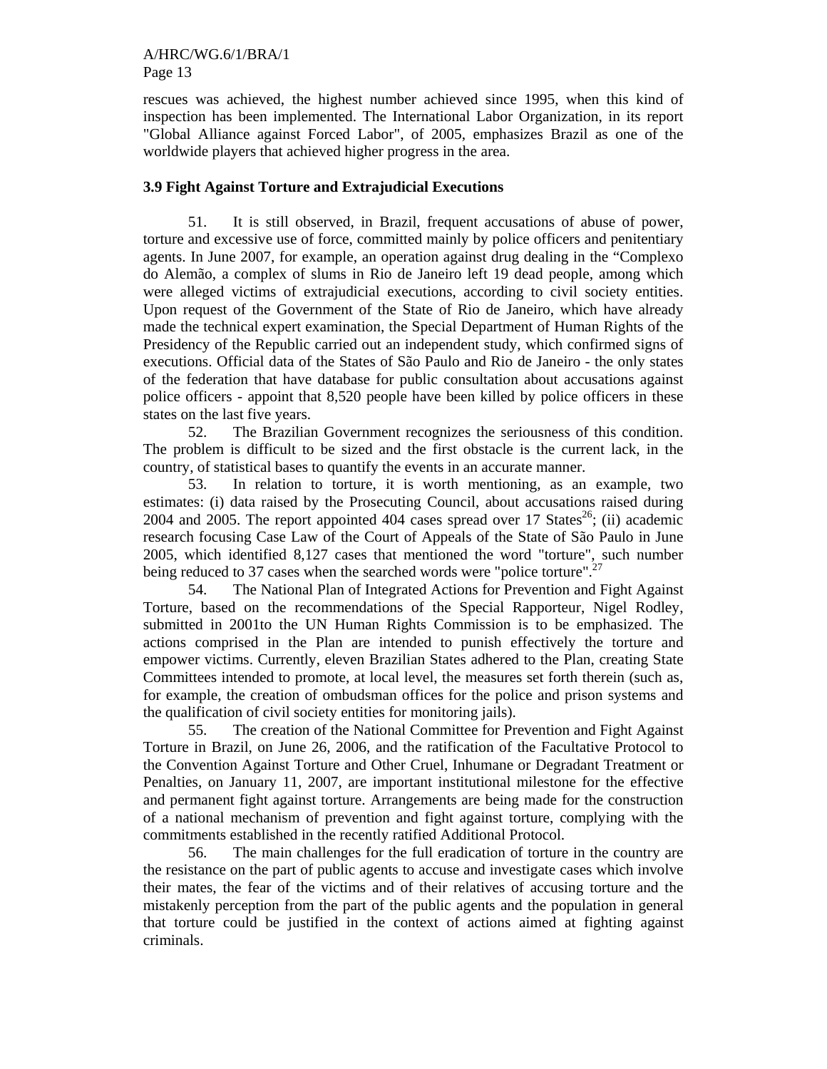rescues was achieved, the highest number achieved since 1995, when this kind of inspection has been implemented. The International Labor Organization, in its report "Global Alliance against Forced Labor", of 2005, emphasizes Brazil as one of the worldwide players that achieved higher progress in the area.

### 3.9 Fight Against Torture and Extrajudicial Executions

51. It is still observed, in Brazil, frequent accusations of abuse of power, torture and excessive use of force, committed mainly by police officers and penitentiary agents. In June 2007, for example, an operation against drug dealing in the "Complexo do Alemão, a complex of slums in Rio de Janeiro left 19 dead people, among which were alleged victims of extrajudicial executions, according to civil society entities. Upon request of the Government of the State of Rio de Janeiro, which have already made the technical expert examination, the Special Department of Human Rights of the Presidency of the Republic carried out an independent study, which confirmed signs of executions. Official data of the States of São Paulo and Rio de Janeiro - the only states of the federation that have database for public consultation about accusations against police officers - appoint that 8,520 people have been killed by police officers in these states on the last five years.

52. The Brazilian Government recognizes the seriousness of this condition. The problem is difficult to be sized and the first obstacle is the current lack, in the country, of statistical bases to quantify the events in an accurate manner.

53. In relation to torture, it is worth mentioning, as an example, two estimates: (i) data raised by the Prosecuting Council, about accusations raised during 2004 and 2005. The report appointed 404 cases spread over 17 States[26]; (ii) academic research focusing Case Law of the Court of Appeals of the State of São Paulo in June 2005, which identified 8,127 cases that mentioned the word "torture", such number being reduced to 37 cases when the searched words were "police torture".[27]

54. The National Plan of Integrated Actions for Prevention and Fight Against Torture, based on the recommendations of the Special Rapporteur, Nigel Rodley, submitted in 2001to the UN Human Rights Commission is to be emphasized. The actions comprised in the Plan are intended to punish effectively the torture and empower victims. Currently, eleven Brazilian States adhered to the Plan, creating State Committees intended to promote, at local level, the measures set forth therein (such as, for example, the creation of ombudsman offices for the police and prison systems and the qualification of civil society entities for monitoring jails).

55. The creation of the National Committee for Prevention and Fight Against Torture in Brazil, on June 26, 2006, and the ratification of the Facultative Protocol to the Convention Against Torture and Other Cruel, Inhumane or Degradant Treatment or Penalties, on January 11, 2007, are important institutional milestone for the effective and permanent fight against torture. Arrangements are being made for the construction of a national mechanism of prevention and fight against torture, complying with the commitments established in the recently ratified Additional Protocol.

56. The main challenges for the full eradication of torture in the country are the resistance on the part of public agents to accuse and investigate cases which involve their mates, the fear of the victims and of their relatives of accusing torture and the mistakenly perception from the part of the public agents and the population in general that torture could be justified in the context of actions aimed at fighting against criminals.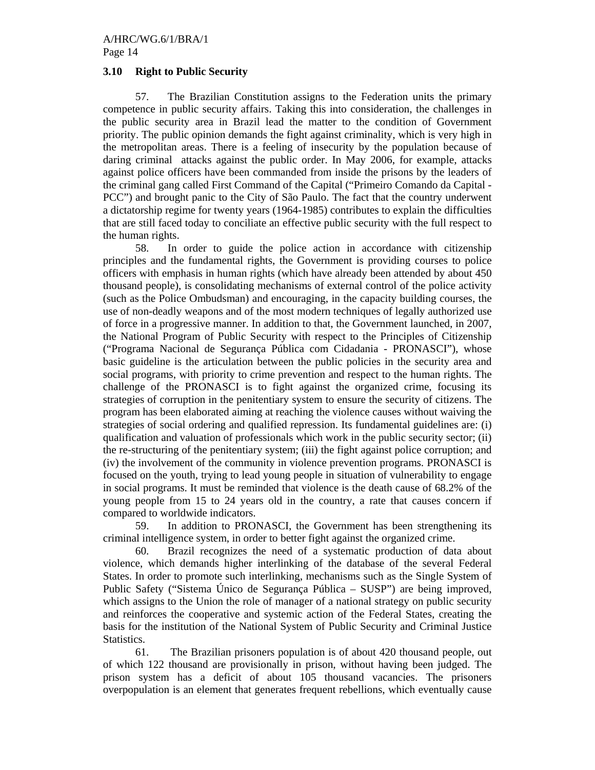### 3.10 Right to Public Security

57. The Brazilian Constitution assigns to the Federation units the primary competence in public security affairs. Taking this into consideration, the challenges in the public security area in Brazil lead the matter to the condition of Government priority. The public opinion demands the fight against criminality, which is very high in the metropolitan areas. There is a feeling of insecurity by the population because of daring criminal attacks against the public order. In May 2006, for example, attacks against police officers have been commanded from inside the prisons by the leaders of the criminal gang called First Command of the Capital ("Primeiro Comando da Capital - PCC") and brought panic to the City of São Paulo. The fact that the country underwent a dictatorship regime for twenty years (1964-1985) contributes to explain the difficulties that are still faced today to conciliate an effective public security with the full respect to the human rights.

58. In order to guide the police action in accordance with citizenship principles and the fundamental rights, the Government is providing courses to police officers with emphasis in human rights (which have already been attended by about 450 thousand people), is consolidating mechanisms of external control of the police activity (such as the Police Ombudsman) and encouraging, in the capacity building courses, the use of non-deadly weapons and of the most modern techniques of legally authorized use of force in a progressive manner. In addition to that, the Government launched, in 2007, the National Program of Public Security with respect to the Principles of Citizenship ("Programa Nacional de Segurança Pública com Cidadania - PRONASCI"), whose basic guideline is the articulation between the public policies in the security area and social programs, with priority to crime prevention and respect to the human rights. The challenge of the PRONASCI is to fight against the organized crime, focusing its strategies of corruption in the penitentiary system to ensure the security of citizens. The program has been elaborated aiming at reaching the violence causes without waiving the strategies of social ordering and qualified repression. Its fundamental guidelines are: (i) qualification and valuation of professionals which work in the public security sector; (ii) the re-structuring of the penitentiary system; (iii) the fight against police corruption; and (iv) the involvement of the community in violence prevention programs. PRONASCI is focused on the youth, trying to lead young people in situation of vulnerability to engage in social programs. It must be reminded that violence is the death cause of 68.2% of the young people from 15 to 24 years old in the country, a rate that causes concern if compared to worldwide indicators.

59. In addition to PRONASCI, the Government has been strengthening its criminal intelligence system, in order to better fight against the organized crime.

60. Brazil recognizes the need of a systematic production of data about violence, which demands higher interlinking of the database of the several Federal States. In order to promote such interlinking, mechanisms such as the Single System of Public Safety ("Sistema Único de Segurança Pública – SUSP") are being improved, which assigns to the Union the role of manager of a national strategy on public security and reinforces the cooperative and systemic action of the Federal States, creating the basis for the institution of the National System of Public Security and Criminal Justice Statistics.

61. The Brazilian prisoners population is of about 420 thousand people, out of which 122 thousand are provisionally in prison, without having been judged. The prison system has a deficit of about 105 thousand vacancies. The prisoners overpopulation is an element that generates frequent rebellions, which eventually cause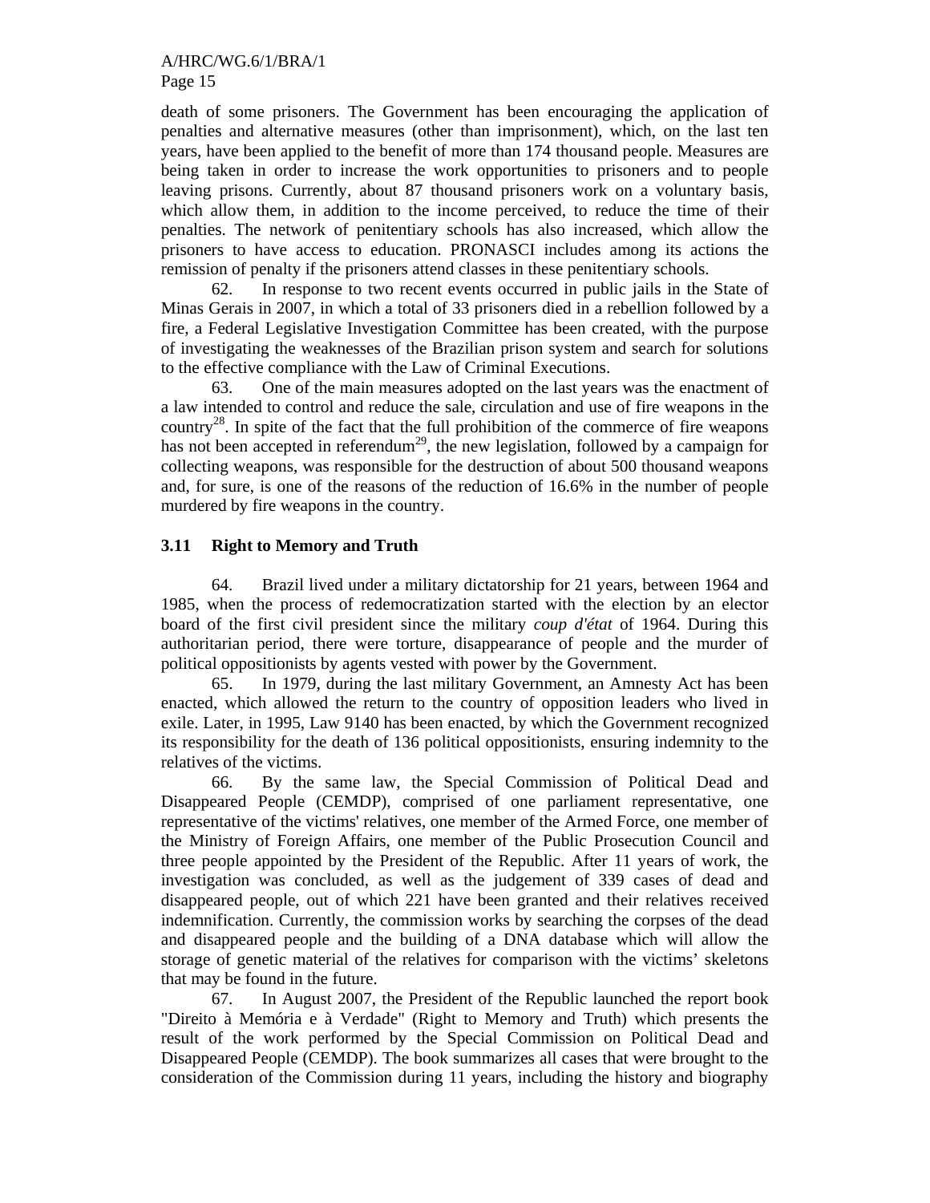death of some prisoners. The Government has been encouraging the application of penalties and alternative measures (other than imprisonment), which, on the last ten years, have been applied to the benefit of more than 174 thousand people. Measures are being taken in order to increase the work opportunities to prisoners and to people leaving prisons. Currently, about 87 thousand prisoners work on a voluntary basis, which allow them, in addition to the income perceived, to reduce the time of their penalties. The network of penitentiary schools has also increased, which allow the prisoners to have access to education. PRONASCI includes among its actions the remission of penalty if the prisoners attend classes in these penitentiary schools.

62. In response to two recent events occurred in public jails in the State of Minas Gerais in 2007, in which a total of 33 prisoners died in a rebellion followed by a fire, a Federal Legislative Investigation Committee has been created, with the purpose of investigating the weaknesses of the Brazilian prison system and search for solutions to the effective compliance with the Law of Criminal Executions.

63. One of the main measures adopted on the last years was the enactment of a law intended to control and reduce the sale, circulation and use of fire weapons in the country[28]. In spite of the fact that the full prohibition of the commerce of fire weapons has not been accepted in referendum[29], the new legislation, followed by a campaign for collecting weapons, was responsible for the destruction of about 500 thousand weapons and, for sure, is one of the reasons of the reduction of 16.6% in the number of people murdered by fire weapons in the country.

### 3.11 Right to Memory and Truth

64. Brazil lived under a military dictatorship for 21 years, between 1964 and 1985, when the process of redemocratization started with the election by an elector board of the first civil president since the military *coup d'état* of 1964. During this authoritarian period, there were torture, disappearance of people and the murder of political oppositionists by agents vested with power by the Government.

65. In 1979, during the last military Government, an Amnesty Act has been enacted, which allowed the return to the country of opposition leaders who lived in exile. Later, in 1995, Law 9140 has been enacted, by which the Government recognized its responsibility for the death of 136 political oppositionists, ensuring indemnity to the relatives of the victims.

66. By the same law, the Special Commission of Political Dead and Disappeared People (CEMDP), comprised of one parliament representative, one representative of the victims' relatives, one member of the Armed Force, one member of the Ministry of Foreign Affairs, one member of the Public Prosecution Council and three people appointed by the President of the Republic. After 11 years of work, the investigation was concluded, as well as the judgement of 339 cases of dead and disappeared people, out of which 221 have been granted and their relatives received indemnification. Currently, the commission works by searching the corpses of the dead and disappeared people and the building of a DNA database which will allow the storage of genetic material of the relatives for comparison with the victims' skeletons that may be found in the future.

67. In August 2007, the President of the Republic launched the report book "Direito à Memória e à Verdade" (Right to Memory and Truth) which presents the result of the work performed by the Special Commission on Political Dead and Disappeared People (CEMDP). The book summarizes all cases that were brought to the consideration of the Commission during 11 years, including the history and biography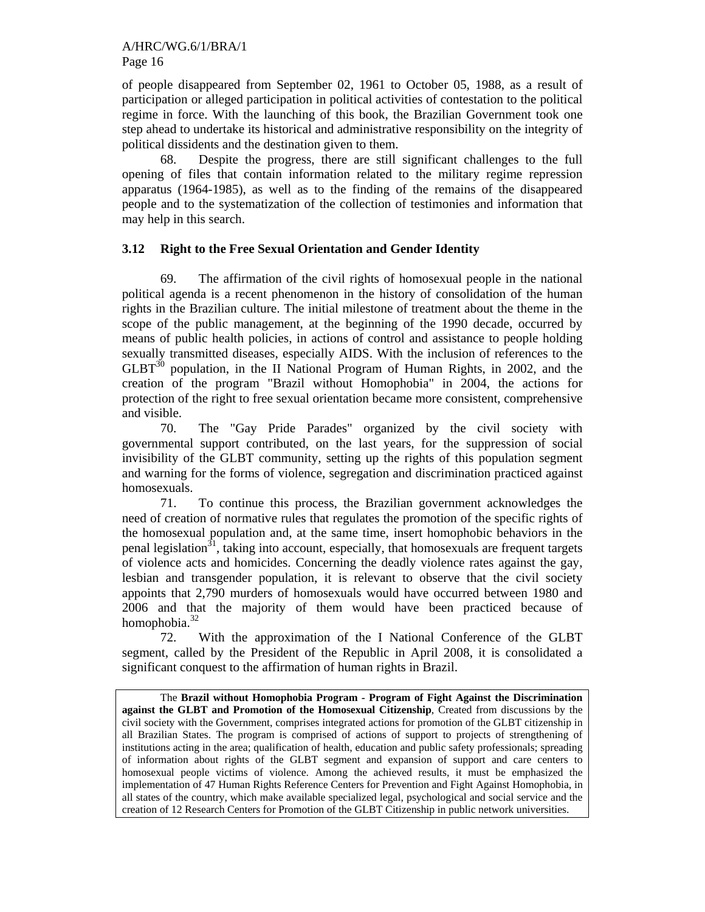of people disappeared from September 02, 1961 to October 05, 1988, as a result of participation or alleged participation in political activities of contestation to the political regime in force. With the launching of this book, the Brazilian Government took one step ahead to undertake its historical and administrative responsibility on the integrity of political dissidents and the destination given to them.

68. Despite the progress, there are still significant challenges to the full opening of files that contain information related to the military regime repression apparatus (1964-1985), as well as to the finding of the remains of the disappeared people and to the systematization of the collection of testimonies and information that may help in this search.

### 3.12 Right to the Free Sexual Orientation and Gender Identity

69. The affirmation of the civil rights of homosexual people in the national political agenda is a recent phenomenon in the history of consolidation of the human rights in the Brazilian culture. The initial milestone of treatment about the theme in the scope of the public management, at the beginning of the 1990 decade, occurred by means of public health policies, in actions of control and assistance to people holding sexually transmitted diseases, especially AIDS. With the inclusion of references to the GLBT[30] population, in the II National Program of Human Rights, in 2002, and the creation of the program "Brazil without Homophobia" in 2004, the actions for protection of the right to free sexual orientation became more consistent, comprehensive and visible.

70. The "Gay Pride Parades" organized by the civil society with governmental support contributed, on the last years, for the suppression of social invisibility of the GLBT community, setting up the rights of this population segment and warning for the forms of violence, segregation and discrimination practiced against homosexuals.

71. To continue this process, the Brazilian government acknowledges the need of creation of normative rules that regulates the promotion of the specific rights of the homosexual population and, at the same time, insert homophobic behaviors in the penal legislation[31], taking into account, especially, that homosexuals are frequent targets of violence acts and homicides. Concerning the deadly violence rates against the gay, lesbian and transgender population, it is relevant to observe that the civil society appoints that 2,790 murders of homosexuals would have occurred between 1980 and 2006 and that the majority of them would have been practiced because of homophobia.[32]

72. With the approximation of the I National Conference of the GLBT segment, called by the President of the Republic in April 2008, it is consolidated a significant conquest to the affirmation of human rights in Brazil.

> The **Brazil without Homophobia Program - Program of Fight Against the Discrimination against the GLBT and Promotion of the Homosexual Citizenship**, Created from discussions by the civil society with the Government, comprises integrated actions for promotion of the GLBT citizenship in all Brazilian States. The program is comprised of actions of support to projects of strengthening of institutions acting in the area; qualification of health, education and public safety professionals; spreading of information about rights of the GLBT segment and expansion of support and care centers to homosexual people victims of violence. Among the achieved results, it must be emphasized the implementation of 47 Human Rights Reference Centers for Prevention and Fight Against Homophobia, in all states of the country, which make available specialized legal, psychological and social service and the creation of 12 Research Centers for Promotion of the GLBT Citizenship in public network universities.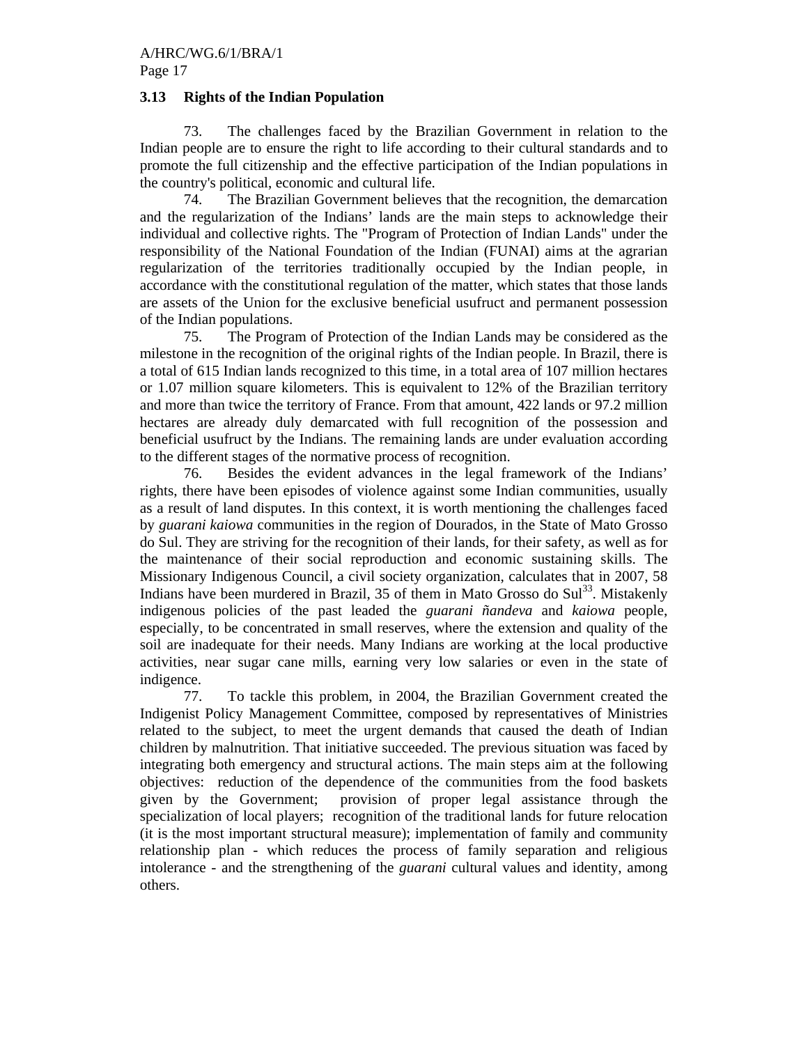### 3.13 Rights of the Indian Population

73. The challenges faced by the Brazilian Government in relation to the Indian people are to ensure the right to life according to their cultural standards and to promote the full citizenship and the effective participation of the Indian populations in the country's political, economic and cultural life.

74. The Brazilian Government believes that the recognition, the demarcation and the regularization of the Indians' lands are the main steps to acknowledge their individual and collective rights. The "Program of Protection of Indian Lands" under the responsibility of the National Foundation of the Indian (FUNAI) aims at the agrarian regularization of the territories traditionally occupied by the Indian people, in accordance with the constitutional regulation of the matter, which states that those lands are assets of the Union for the exclusive beneficial usufruct and permanent possession of the Indian populations.

75. The Program of Protection of the Indian Lands may be considered as the milestone in the recognition of the original rights of the Indian people. In Brazil, there is a total of 615 Indian lands recognized to this time, in a total area of 107 million hectares or 1.07 million square kilometers. This is equivalent to 12% of the Brazilian territory and more than twice the territory of France. From that amount, 422 lands or 97.2 million hectares are already duly demarcated with full recognition of the possession and beneficial usufruct by the Indians. The remaining lands are under evaluation according to the different stages of the normative process of recognition.

76. Besides the evident advances in the legal framework of the Indians' rights, there have been episodes of violence against some Indian communities, usually as a result of land disputes. In this context, it is worth mentioning the challenges faced by *guarani kaiowa* communities in the region of Dourados, in the State of Mato Grosso do Sul. They are striving for the recognition of their lands, for their safety, as well as for the maintenance of their social reproduction and economic sustaining skills. The Missionary Indigenous Council, a civil society organization, calculates that in 2007, 58 Indians have been murdered in Brazil, 35 of them in Mato Grosso do Sul[33]. Mistakenly indigenous policies of the past leaded the *guarani ñandeva* and *kaiowa* people, especially, to be concentrated in small reserves, where the extension and quality of the soil are inadequate for their needs. Many Indians are working at the local productive activities, near sugar cane mills, earning very low salaries or even in the state of indigence.

77. To tackle this problem, in 2004, the Brazilian Government created the Indigenist Policy Management Committee, composed by representatives of Ministries related to the subject, to meet the urgent demands that caused the death of Indian children by malnutrition. That initiative succeeded. The previous situation was faced by integrating both emergency and structural actions. The main steps aim at the following objectives: reduction of the dependence of the communities from the food baskets given by the Government; provision of proper legal assistance through the specialization of local players; recognition of the traditional lands for future relocation (it is the most important structural measure); implementation of family and community relationship plan - which reduces the process of family separation and religious intolerance - and the strengthening of the *guarani* cultural values and identity, among others.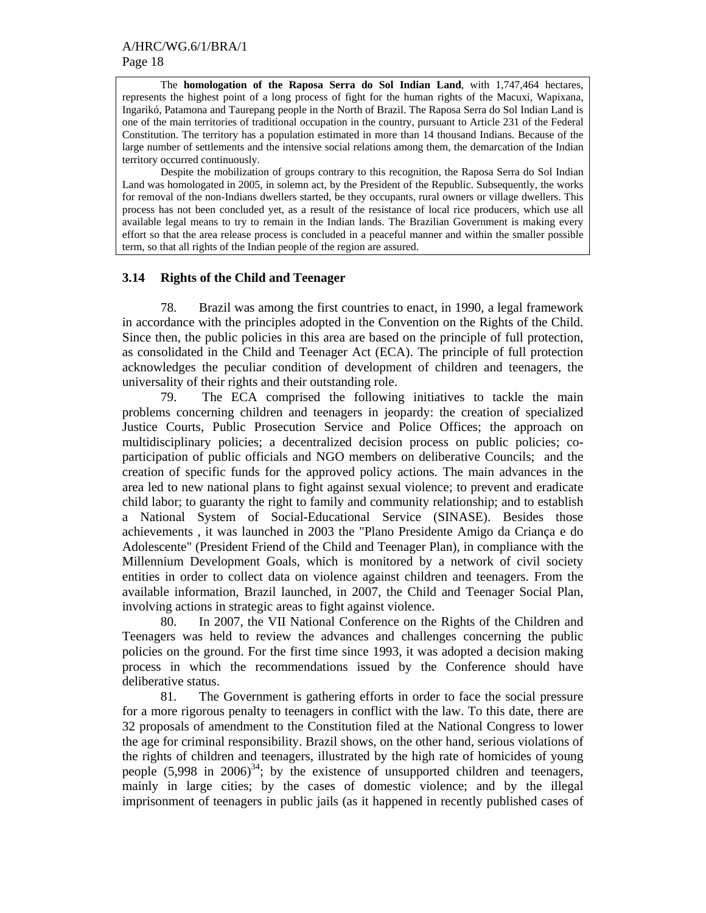The **homologation of the Raposa Serra do Sol Indian Land**, with 1,747,464 hectares, represents the highest point of a long process of fight for the human rights of the Macuxi, Wapixana, Ingarikó, Patamona and Taurepang people in the North of Brazil. The Raposa Serra do Sol Indian Land is one of the main territories of traditional occupation in the country, pursuant to Article 231 of the Federal Constitution. The territory has a population estimated in more than 14 thousand Indians. Because of the large number of settlements and the intensive social relations among them, the demarcation of the Indian territory occurred continuously.

Despite the mobilization of groups contrary to this recognition, the Raposa Serra do Sol Indian Land was homologated in 2005, in solemn act, by the President of the Republic. Subsequently, the works for removal of the non-Indians dwellers started, be they occupants, rural owners or village dwellers. This process has not been concluded yet, as a result of the resistance of local rice producers, which use all available legal means to try to remain in the Indian lands. The Brazilian Government is making every effort so that the area release process is concluded in a peaceful manner and within the smaller possible term, so that all rights of the Indian people of the region are assured.

### 3.14 Rights of the Child and Teenager

78. Brazil was among the first countries to enact, in 1990, a legal framework in accordance with the principles adopted in the Convention on the Rights of the Child. Since then, the public policies in this area are based on the principle of full protection, as consolidated in the Child and Teenager Act (ECA). The principle of full protection acknowledges the peculiar condition of development of children and teenagers, the universality of their rights and their outstanding role.

79. The ECA comprised the following initiatives to tackle the main problems concerning children and teenagers in jeopardy: the creation of specialized Justice Courts, Public Prosecution Service and Police Offices; the approach on multidisciplinary policies; a decentralized decision process on public policies; co-participation of public officials and NGO members on deliberative Councils; and the creation of specific funds for the approved policy actions. The main advances in the area led to new national plans to fight against sexual violence; to prevent and eradicate child labor; to guaranty the right to family and community relationship; and to establish a National System of Social-Educational Service (SINASE). Besides those achievements , it was launched in 2003 the "Plano Presidente Amigo da Criança e do Adolescente" (President Friend of the Child and Teenager Plan), in compliance with the Millennium Development Goals, which is monitored by a network of civil society entities in order to collect data on violence against children and teenagers. From the available information, Brazil launched, in 2007, the Child and Teenager Social Plan, involving actions in strategic areas to fight against violence.

80. In 2007, the VII National Conference on the Rights of the Children and Teenagers was held to review the advances and challenges concerning the public policies on the ground. For the first time since 1993, it was adopted a decision making process in which the recommendations issued by the Conference should have deliberative status.

81. The Government is gathering efforts in order to face the social pressure for a more rigorous penalty to teenagers in conflict with the law. To this date, there are 32 proposals of amendment to the Constitution filed at the National Congress to lower the age for criminal responsibility. Brazil shows, on the other hand, serious violations of the rights of children and teenagers, illustrated by the high rate of homicides of young people (5,998 in 2006)[34]; by the existence of unsupported children and teenagers, mainly in large cities; by the cases of domestic violence; and by the illegal imprisonment of teenagers in public jails (as it happened in recently published cases of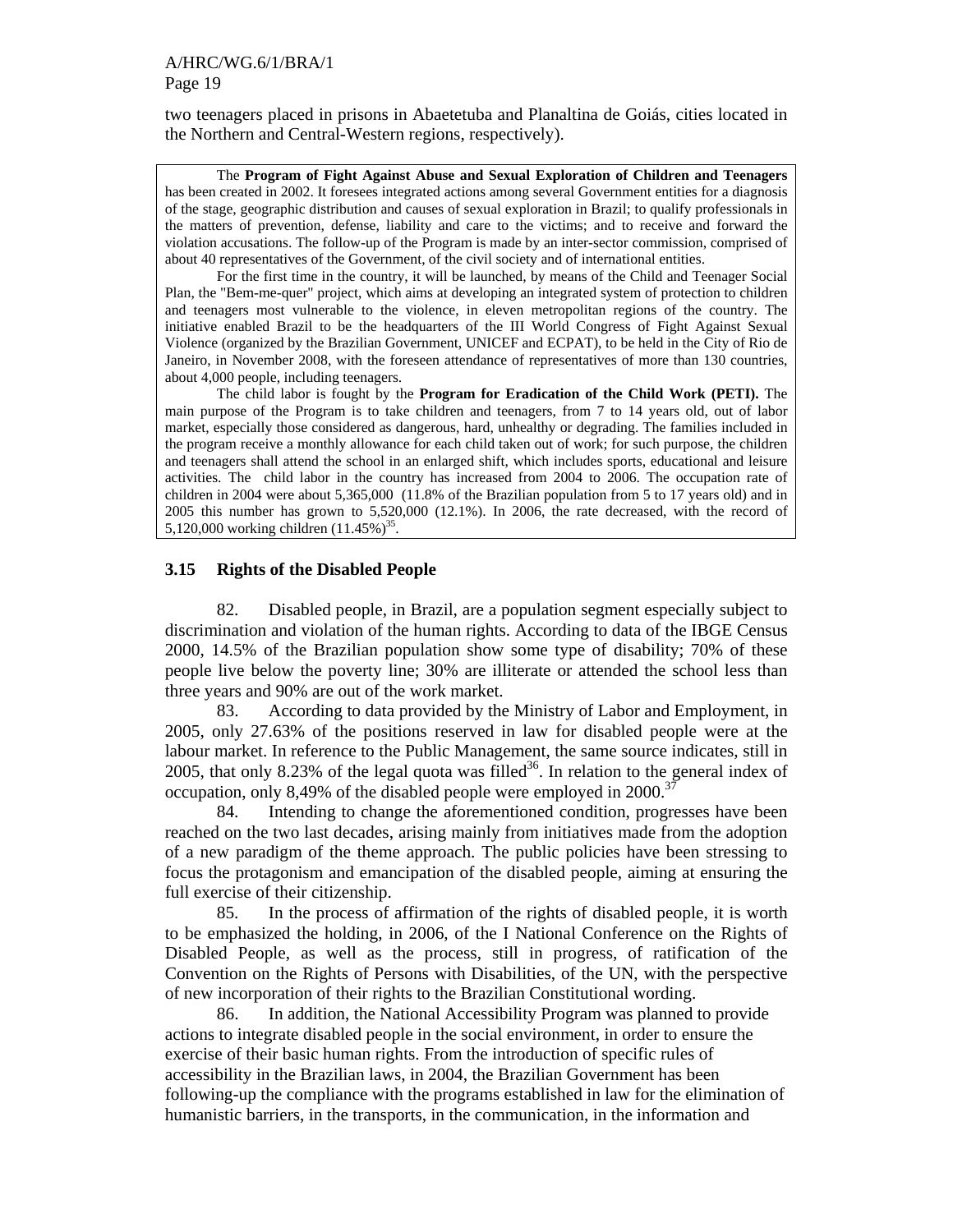two teenagers placed in prisons in Abaetetuba and Planaltina de Goiás, cities located in the Northern and Central-Western regions, respectively).

> The **Program of Fight Against Abuse and Sexual Exploration of Children and Teenagers** has been created in 2002. It foresees integrated actions among several Government entities for a diagnosis of the stage, geographic distribution and causes of sexual exploration in Brazil; to qualify professionals in the matters of prevention, defense, liability and care to the victims; and to receive and forward the violation accusations. The follow-up of the Program is made by an inter-sector commission, comprised of about 40 representatives of the Government, of the civil society and of international entities.
>
> For the first time in the country, it will be launched, by means of the Child and Teenager Social Plan, the "Bem-me-quer" project, which aims at developing an integrated system of protection to children and teenagers most vulnerable to the violence, in eleven metropolitan regions of the country. The initiative enabled Brazil to be the headquarters of the III World Congress of Fight Against Sexual Violence (organized by the Brazilian Government, UNICEF and ECPAT), to be held in the City of Rio de Janeiro, in November 2008, with the foreseen attendance of representatives of more than 130 countries, about 4,000 people, including teenagers.
>
> The child labor is fought by the **Program for Eradication of the Child Work (PETI).** The main purpose of the Program is to take children and teenagers, from 7 to 14 years old, out of labor market, especially those considered as dangerous, hard, unhealthy or degrading. The families included in the program receive a monthly allowance for each child taken out of work; for such purpose, the children and teenagers shall attend the school in an enlarged shift, which includes sports, educational and leisure activities. The child labor in the country has increased from 2004 to 2006. The occupation rate of children in 2004 were about 5,365,000 (11.8% of the Brazilian population from 5 to 17 years old) and in 2005 this number has grown to 5,520,000 (12.1%). In 2006, the rate decreased, with the record of 5,120,000 working children (11.45%)[35].

### 3.15 Rights of the Disabled People

82. Disabled people, in Brazil, are a population segment especially subject to discrimination and violation of the human rights. According to data of the IBGE Census 2000, 14.5% of the Brazilian population show some type of disability; 70% of these people live below the poverty line; 30% are illiterate or attended the school less than three years and 90% are out of the work market.

83. According to data provided by the Ministry of Labor and Employment, in 2005, only 27.63% of the positions reserved in law for disabled people were at the labour market. In reference to the Public Management, the same source indicates, still in 2005, that only 8.23% of the legal quota was filled[36]. In relation to the general index of occupation, only 8,49% of the disabled people were employed in 2000.[37]

84. Intending to change the aforementioned condition, progresses have been reached on the two last decades, arising mainly from initiatives made from the adoption of a new paradigm of the theme approach. The public policies have been stressing to focus the protagonism and emancipation of the disabled people, aiming at ensuring the full exercise of their citizenship.

85. In the process of affirmation of the rights of disabled people, it is worth to be emphasized the holding, in 2006, of the I National Conference on the Rights of Disabled People, as well as the process, still in progress, of ratification of the Convention on the Rights of Persons with Disabilities, of the UN, with the perspective of new incorporation of their rights to the Brazilian Constitutional wording.

86. In addition, the National Accessibility Program was planned to provide actions to integrate disabled people in the social environment, in order to ensure the exercise of their basic human rights. From the introduction of specific rules of accessibility in the Brazilian laws, in 2004, the Brazilian Government has been following-up the compliance with the programs established in law for the elimination of humanistic barriers, in the transports, in the communication, in the information and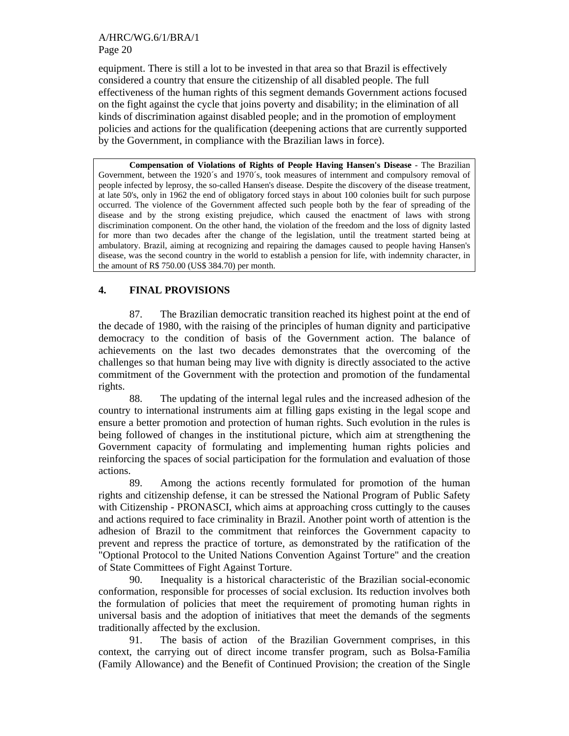equipment. There is still a lot to be invested in that area so that Brazil is effectively considered a country that ensure the citizenship of all disabled people. The full effectiveness of the human rights of this segment demands Government actions focused on the fight against the cycle that joins poverty and disability; in the elimination of all kinds of discrimination against disabled people; and in the promotion of employment policies and actions for the qualification (deepening actions that are currently supported by the Government, in compliance with the Brazilian laws in force).

> **Compensation of Violations of Rights of People Having Hansen's Disease** - The Brazilian Government, between the 1920´s and 1970´s, took measures of internment and compulsory removal of people infected by leprosy, the so-called Hansen's disease. Despite the discovery of the disease treatment, at late 50's, only in 1962 the end of obligatory forced stays in about 100 colonies built for such purpose occurred. The violence of the Government affected such people both by the fear of spreading of the disease and by the strong existing prejudice, which caused the enactment of laws with strong discrimination component. On the other hand, the violation of the freedom and the loss of dignity lasted for more than two decades after the change of the legislation, until the treatment started being at ambulatory. Brazil, aiming at recognizing and repairing the damages caused to people having Hansen's disease, was the second country in the world to establish a pension for life, with indemnity character, in the amount of R$ 750.00 (US$ 384.70) per month.

## 4. FINAL PROVISIONS

87. The Brazilian democratic transition reached its highest point at the end of the decade of 1980, with the raising of the principles of human dignity and participative democracy to the condition of basis of the Government action. The balance of achievements on the last two decades demonstrates that the overcoming of the challenges so that human being may live with dignity is directly associated to the active commitment of the Government with the protection and promotion of the fundamental rights.

88. The updating of the internal legal rules and the increased adhesion of the country to international instruments aim at filling gaps existing in the legal scope and ensure a better promotion and protection of human rights. Such evolution in the rules is being followed of changes in the institutional picture, which aim at strengthening the Government capacity of formulating and implementing human rights policies and reinforcing the spaces of social participation for the formulation and evaluation of those actions.

89. Among the actions recently formulated for promotion of the human rights and citizenship defense, it can be stressed the National Program of Public Safety with Citizenship - PRONASCI, which aims at approaching cross cuttingly to the causes and actions required to face criminality in Brazil. Another point worth of attention is the adhesion of Brazil to the commitment that reinforces the Government capacity to prevent and repress the practice of torture, as demonstrated by the ratification of the "Optional Protocol to the United Nations Convention Against Torture" and the creation of State Committees of Fight Against Torture.

90. Inequality is a historical characteristic of the Brazilian social-economic conformation, responsible for processes of social exclusion. Its reduction involves both the formulation of policies that meet the requirement of promoting human rights in universal basis and the adoption of initiatives that meet the demands of the segments traditionally affected by the exclusion.

91. The basis of action of the Brazilian Government comprises, in this context, the carrying out of direct income transfer program, such as Bolsa-Família (Family Allowance) and the Benefit of Continued Provision; the creation of the Single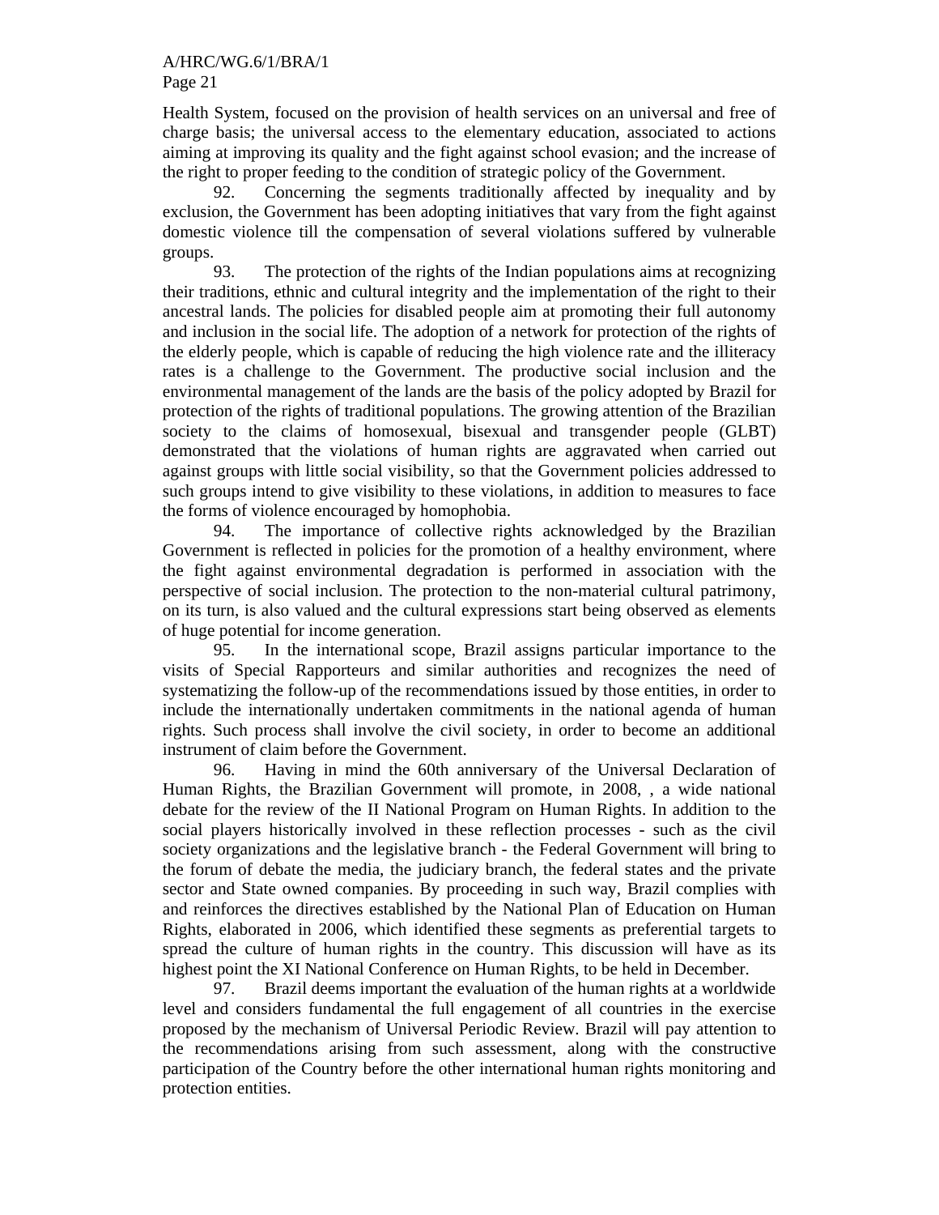Health System, focused on the provision of health services on an universal and free of charge basis; the universal access to the elementary education, associated to actions aiming at improving its quality and the fight against school evasion; and the increase of the right to proper feeding to the condition of strategic policy of the Government.

92. Concerning the segments traditionally affected by inequality and by exclusion, the Government has been adopting initiatives that vary from the fight against domestic violence till the compensation of several violations suffered by vulnerable groups.

93. The protection of the rights of the Indian populations aims at recognizing their traditions, ethnic and cultural integrity and the implementation of the right to their ancestral lands. The policies for disabled people aim at promoting their full autonomy and inclusion in the social life. The adoption of a network for protection of the rights of the elderly people, which is capable of reducing the high violence rate and the illiteracy rates is a challenge to the Government. The productive social inclusion and the environmental management of the lands are the basis of the policy adopted by Brazil for protection of the rights of traditional populations. The growing attention of the Brazilian society to the claims of homosexual, bisexual and transgender people (GLBT) demonstrated that the violations of human rights are aggravated when carried out against groups with little social visibility, so that the Government policies addressed to such groups intend to give visibility to these violations, in addition to measures to face the forms of violence encouraged by homophobia.

94. The importance of collective rights acknowledged by the Brazilian Government is reflected in policies for the promotion of a healthy environment, where the fight against environmental degradation is performed in association with the perspective of social inclusion. The protection to the non-material cultural patrimony, on its turn, is also valued and the cultural expressions start being observed as elements of huge potential for income generation.

95. In the international scope, Brazil assigns particular importance to the visits of Special Rapporteurs and similar authorities and recognizes the need of systematizing the follow-up of the recommendations issued by those entities, in order to include the internationally undertaken commitments in the national agenda of human rights. Such process shall involve the civil society, in order to become an additional instrument of claim before the Government.

96. Having in mind the 60th anniversary of the Universal Declaration of Human Rights, the Brazilian Government will promote, in 2008, , a wide national debate for the review of the II National Program on Human Rights. In addition to the social players historically involved in these reflection processes - such as the civil society organizations and the legislative branch - the Federal Government will bring to the forum of debate the media, the judiciary branch, the federal states and the private sector and State owned companies. By proceeding in such way, Brazil complies with and reinforces the directives established by the National Plan of Education on Human Rights, elaborated in 2006, which identified these segments as preferential targets to spread the culture of human rights in the country. This discussion will have as its highest point the XI National Conference on Human Rights, to be held in December.

97. Brazil deems important the evaluation of the human rights at a worldwide level and considers fundamental the full engagement of all countries in the exercise proposed by the mechanism of Universal Periodic Review. Brazil will pay attention to the recommendations arising from such assessment, along with the constructive participation of the Country before the other international human rights monitoring and protection entities.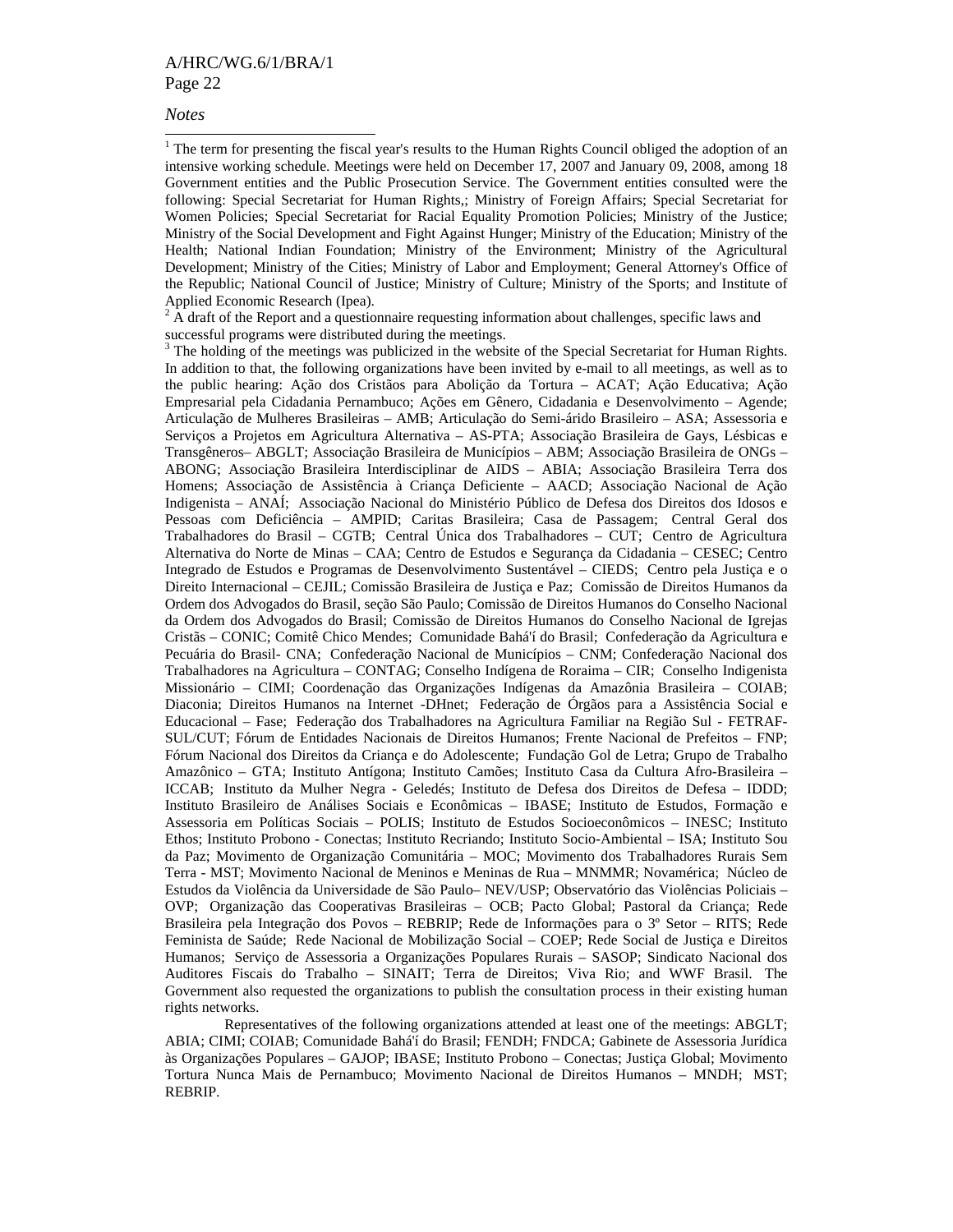*Notes*

[1] The term for presenting the fiscal year's results to the Human Rights Council obliged the adoption of an intensive working schedule. Meetings were held on December 17, 2007 and January 09, 2008, among 18 Government entities and the Public Prosecution Service. The Government entities consulted were the following: Special Secretariat for Human Rights,; Ministry of Foreign Affairs; Special Secretariat for Women Policies; Special Secretariat for Racial Equality Promotion Policies; Ministry of the Justice; Ministry of the Social Development and Fight Against Hunger; Ministry of the Education; Ministry of the Health; National Indian Foundation; Ministry of the Environment; Ministry of the Agricultural Development; Ministry of the Cities; Ministry of Labor and Employment; General Attorney's Office of the Republic; National Council of Justice; Ministry of Culture; Ministry of the Sports; and Institute of Applied Economic Research (Ipea).

[2] A draft of the Report and a questionnaire requesting information about challenges, specific laws and successful programs were distributed during the meetings.

[3] The holding of the meetings was publicized in the website of the Special Secretariat for Human Rights. In addition to that, the following organizations have been invited by e-mail to all meetings, as well as to the public hearing: Ação dos Cristãos para Abolição da Tortura – ACAT; Ação Educativa; Ação Empresarial pela Cidadania Pernambuco; Ações em Gênero, Cidadania e Desenvolvimento – Agende; Articulação de Mulheres Brasileiras – AMB; Articulação do Semi-árido Brasileiro – ASA; Assessoria e Serviços a Projetos em Agricultura Alternativa – AS-PTA; Associação Brasileira de Gays, Lésbicas e Transgêneros– ABGLT; Associação Brasileira de Municípios – ABM; Associação Brasileira de ONGs – ABONG; Associação Brasileira Interdisciplinar de AIDS – ABIA; Associação Brasileira Terra dos Homens; Associação de Assistência à Criança Deficiente – AACD; Associação Nacional de Ação Indigenista – ANAÍ; Associação Nacional do Ministério Público de Defesa dos Direitos dos Idosos e Pessoas com Deficiência – AMPID; Caritas Brasileira; Casa de Passagem; Central Geral dos Trabalhadores do Brasil – CGTB; Central Única dos Trabalhadores – CUT; Centro de Agricultura Alternativa do Norte de Minas – CAA; Centro de Estudos e Segurança da Cidadania – CESEC; Centro Integrado de Estudos e Programas de Desenvolvimento Sustentável – CIEDS; Centro pela Justiça e o Direito Internacional – CEJIL; Comissão Brasileira de Justiça e Paz; Comissão de Direitos Humanos da Ordem dos Advogados do Brasil, seção São Paulo; Comissão de Direitos Humanos do Conselho Nacional da Ordem dos Advogados do Brasil; Comissão de Direitos Humanos do Conselho Nacional de Igrejas Cristãs – CONIC; Comitê Chico Mendes; Comunidade Bahá'í do Brasil; Confederação da Agricultura e Pecuária do Brasil- CNA; Confederação Nacional de Municípios – CNM; Confederação Nacional dos Trabalhadores na Agricultura – CONTAG; Conselho Indígena de Roraima – CIR; Conselho Indigenista Missionário – CIMI; Coordenação das Organizações Indígenas da Amazônia Brasileira – COIAB; Diaconia; Direitos Humanos na Internet -DHnet; Federação de Órgãos para a Assistência Social e Educacional – Fase; Federação dos Trabalhadores na Agricultura Familiar na Região Sul - FETRAF-SUL/CUT; Fórum de Entidades Nacionais de Direitos Humanos; Frente Nacional de Prefeitos – FNP; Fórum Nacional dos Direitos da Criança e do Adolescente; Fundação Gol de Letra; Grupo de Trabalho Amazônico – GTA; Instituto Antígona; Instituto Camões; Instituto Casa da Cultura Afro-Brasileira – ICCAB; Instituto da Mulher Negra - Geledés; Instituto de Defesa dos Direitos de Defesa – IDDD; Instituto Brasileiro de Análises Sociais e Econômicas – IBASE; Instituto de Estudos, Formação e Assessoria em Políticas Sociais – POLIS; Instituto de Estudos Socioeconômicos – INESC; Instituto Ethos; Instituto Probono - Conectas; Instituto Recriando; Instituto Socio-Ambiental – ISA; Instituto Sou da Paz; Movimento de Organização Comunitária – MOC; Movimento dos Trabalhadores Rurais Sem Terra - MST; Movimento Nacional de Meninos e Meninas de Rua – MNMMR; Novamérica; Núcleo de Estudos da Violência da Universidade de São Paulo– NEV/USP; Observatório das Violências Policiais – OVP; Organização das Cooperativas Brasileiras – OCB; Pacto Global; Pastoral da Criança; Rede Brasileira pela Integração dos Povos – REBRIP; Rede de Informações para o 3º Setor – RITS; Rede Feminista de Saúde; Rede Nacional de Mobilização Social – COEP; Rede Social de Justiça e Direitos Humanos; Serviço de Assessoria a Organizações Populares Rurais – SASOP; Sindicato Nacional dos Auditores Fiscais do Trabalho – SINAIT; Terra de Direitos; Viva Rio; and WWF Brasil. The Government also requested the organizations to publish the consultation process in their existing human rights networks.

Representatives of the following organizations attended at least one of the meetings: ABGLT; ABIA; CIMI; COIAB; Comunidade Bahá'í do Brasil; FENDH; FNDCA; Gabinete de Assessoria Jurídica às Organizações Populares – GAJOP; IBASE; Instituto Probono – Conectas; Justiça Global; Movimento Tortura Nunca Mais de Pernambuco; Movimento Nacional de Direitos Humanos – MNDH; MST; REBRIP.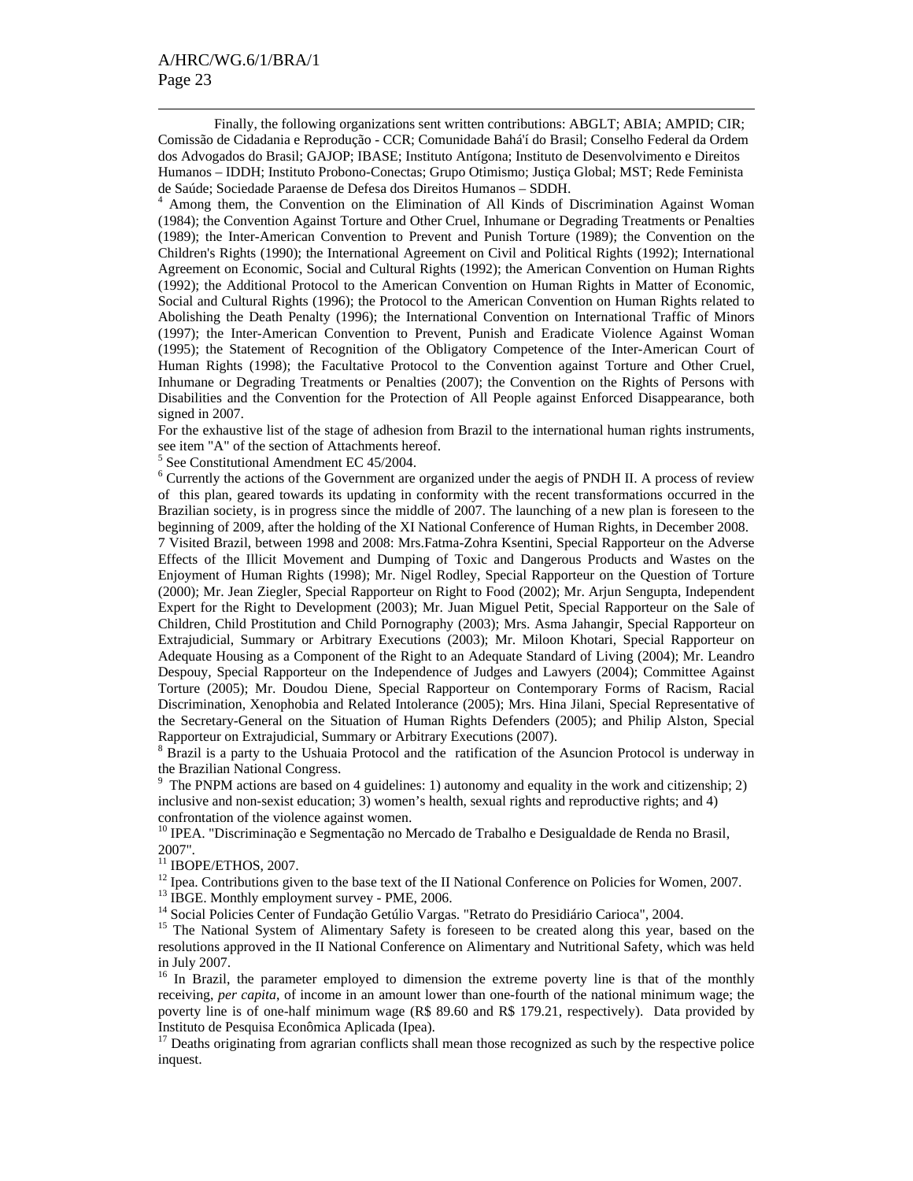Finally, the following organizations sent written contributions: ABGLT; ABIA; AMPID; CIR; Comissão de Cidadania e Reprodução - CCR; Comunidade Bahá'í do Brasil; Conselho Federal da Ordem dos Advogados do Brasil; GAJOP; IBASE; Instituto Antígona; Instituto de Desenvolvimento e Direitos Humanos – IDDH; Instituto Probono-Conectas; Grupo Otimismo; Justiça Global; MST; Rede Feminista de Saúde; Sociedade Paraense de Defesa dos Direitos Humanos – SDDH.

[4] Among them, the Convention on the Elimination of All Kinds of Discrimination Against Woman (1984); the Convention Against Torture and Other Cruel, Inhumane or Degrading Treatments or Penalties (1989); the Inter-American Convention to Prevent and Punish Torture (1989); the Convention on the Children's Rights (1990); the International Agreement on Civil and Political Rights (1992); International Agreement on Economic, Social and Cultural Rights (1992); the American Convention on Human Rights (1992); the Additional Protocol to the American Convention on Human Rights in Matter of Economic, Social and Cultural Rights (1996); the Protocol to the American Convention on Human Rights related to Abolishing the Death Penalty (1996); the International Convention on International Traffic of Minors (1997); the Inter-American Convention to Prevent, Punish and Eradicate Violence Against Woman (1995); the Statement of Recognition of the Obligatory Competence of the Inter-American Court of Human Rights (1998); the Facultative Protocol to the Convention against Torture and Other Cruel, Inhumane or Degrading Treatments or Penalties (2007); the Convention on the Rights of Persons with Disabilities and the Convention for the Protection of All People against Enforced Disappearance, both signed in 2007.

For the exhaustive list of the stage of adhesion from Brazil to the international human rights instruments, see item "A" of the section of Attachments hereof.

[5] See Constitutional Amendment EC 45/2004.

[6] Currently the actions of the Government are organized under the aegis of PNDH II. A process of review of this plan, geared towards its updating in conformity with the recent transformations occurred in the Brazilian society, is in progress since the middle of 2007. The launching of a new plan is foreseen to the beginning of 2009, after the holding of the XI National Conference of Human Rights, in December 2008.

7 Visited Brazil, between 1998 and 2008: Mrs.Fatma-Zohra Ksentini, Special Rapporteur on the Adverse Effects of the Illicit Movement and Dumping of Toxic and Dangerous Products and Wastes on the Enjoyment of Human Rights (1998); Mr. Nigel Rodley, Special Rapporteur on the Question of Torture (2000); Mr. Jean Ziegler, Special Rapporteur on Right to Food (2002); Mr. Arjun Sengupta, Independent Expert for the Right to Development (2003); Mr. Juan Miguel Petit, Special Rapporteur on the Sale of Children, Child Prostitution and Child Pornography (2003); Mrs. Asma Jahangir, Special Rapporteur on Extrajudicial, Summary or Arbitrary Executions (2003); Mr. Miloon Khotari, Special Rapporteur on Adequate Housing as a Component of the Right to an Adequate Standard of Living (2004); Mr. Leandro Despouy, Special Rapporteur on the Independence of Judges and Lawyers (2004); Committee Against Torture (2005); Mr. Doudou Diene, Special Rapporteur on Contemporary Forms of Racism, Racial Discrimination, Xenophobia and Related Intolerance (2005); Mrs. Hina Jilani, Special Representative of the Secretary-General on the Situation of Human Rights Defenders (2005); and Philip Alston, Special Rapporteur on Extrajudicial, Summary or Arbitrary Executions (2007).

[8] Brazil is a party to the Ushuaia Protocol and the ratification of the Asuncion Protocol is underway in the Brazilian National Congress.

[9] The PNPM actions are based on 4 guidelines: 1) autonomy and equality in the work and citizenship; 2) inclusive and non-sexist education; 3) women's health, sexual rights and reproductive rights; and 4) confrontation of the violence against women.

[10] IPEA. "Discriminação e Segmentação no Mercado de Trabalho e Desigualdade de Renda no Brasil, 2007".

[11] IBOPE/ETHOS, 2007.

[12] Ipea. Contributions given to the base text of the II National Conference on Policies for Women, 2007.

[13] IBGE. Monthly employment survey - PME, 2006.

[14] Social Policies Center of Fundação Getúlio Vargas. "Retrato do Presidiário Carioca", 2004.

[15] The National System of Alimentary Safety is foreseen to be created along this year, based on the resolutions approved in the II National Conference on Alimentary and Nutritional Safety, which was held in July 2007.

[16] In Brazil, the parameter employed to dimension the extreme poverty line is that of the monthly receiving, *per capita*, of income in an amount lower than one-fourth of the national minimum wage; the poverty line is of one-half minimum wage (R$ 89.60 and R$ 179.21, respectively). Data provided by Instituto de Pesquisa Econômica Aplicada (Ipea).

[17] Deaths originating from agrarian conflicts shall mean those recognized as such by the respective police inquest.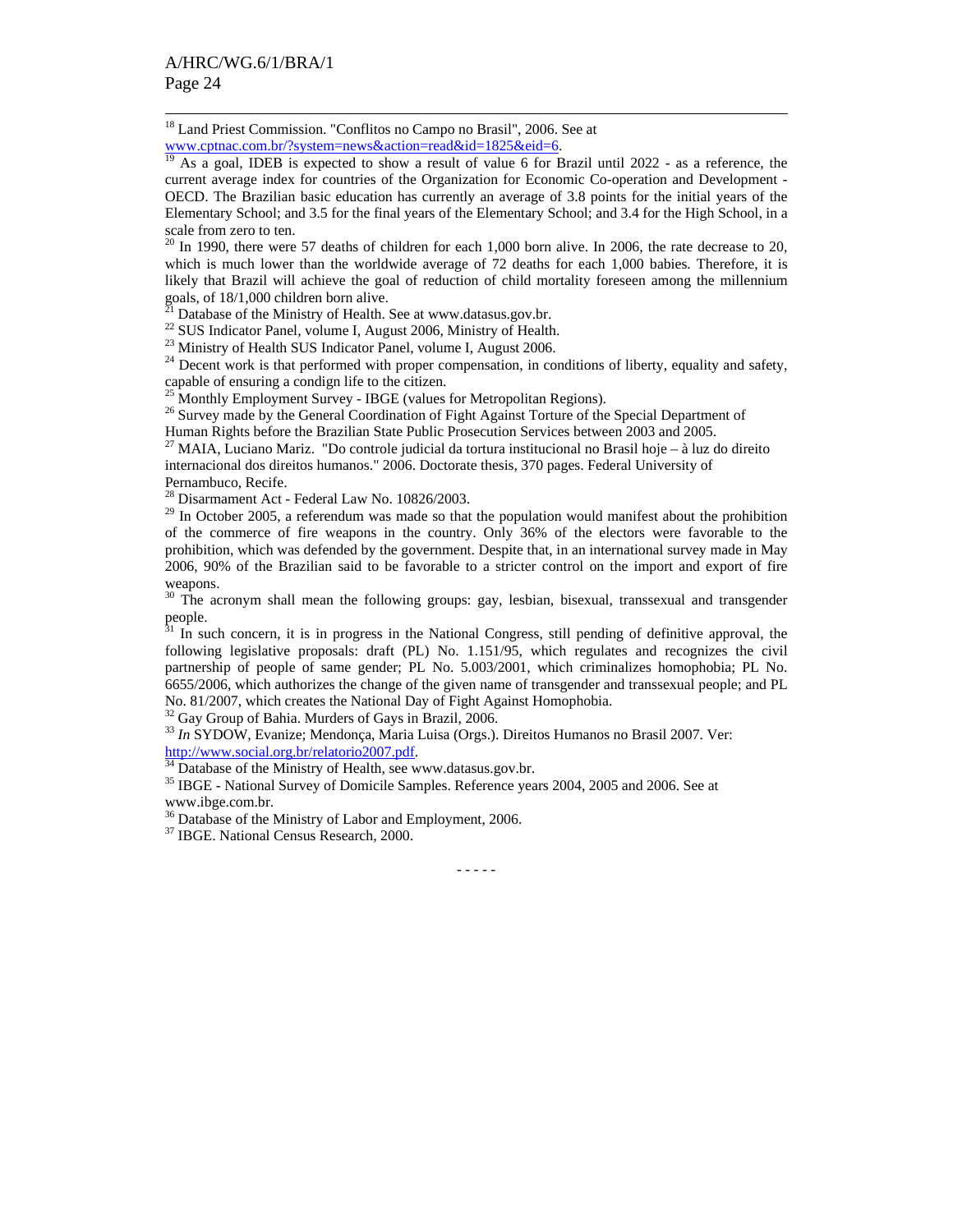[18] Land Priest Commission. "Conflitos no Campo no Brasil", 2006. See at www.cptnac.com.br/?system=news&action=read&id=1825&eid=6.

[19] As a goal, IDEB is expected to show a result of value 6 for Brazil until 2022 - as a reference, the current average index for countries of the Organization for Economic Co-operation and Development - OECD. The Brazilian basic education has currently an average of 3.8 points for the initial years of the Elementary School; and 3.5 for the final years of the Elementary School; and 3.4 for the High School, in a scale from zero to ten.

[20] In 1990, there were 57 deaths of children for each 1,000 born alive. In 2006, the rate decrease to 20, which is much lower than the worldwide average of 72 deaths for each 1,000 babies. Therefore, it is likely that Brazil will achieve the goal of reduction of child mortality foreseen among the millennium goals, of 18/1,000 children born alive.

[21] Database of the Ministry of Health. See at www.datasus.gov.br.

[22] SUS Indicator Panel, volume I, August 2006, Ministry of Health.

[23] Ministry of Health SUS Indicator Panel, volume I, August 2006.

[24] Decent work is that performed with proper compensation, in conditions of liberty, equality and safety, capable of ensuring a condign life to the citizen.

[25] Monthly Employment Survey - IBGE (values for Metropolitan Regions).

[26] Survey made by the General Coordination of Fight Against Torture of the Special Department of Human Rights before the Brazilian State Public Prosecution Services between 2003 and 2005.

[27] MAIA, Luciano Mariz. "Do controle judicial da tortura institucional no Brasil hoje – à luz do direito internacional dos direitos humanos." 2006. Doctorate thesis, 370 pages. Federal University of Pernambuco, Recife.

[28] Disarmament Act - Federal Law No. 10826/2003.

[29] In October 2005, a referendum was made so that the population would manifest about the prohibition of the commerce of fire weapons in the country. Only 36% of the electors were favorable to the prohibition, which was defended by the government. Despite that, in an international survey made in May 2006, 90% of the Brazilian said to be favorable to a stricter control on the import and export of fire weapons.

[30] The acronym shall mean the following groups: gay, lesbian, bisexual, transsexual and transgender people.

[31] In such concern, it is in progress in the National Congress, still pending of definitive approval, the following legislative proposals: draft (PL) No. 1.151/95, which regulates and recognizes the civil partnership of people of same gender; PL No. 5.003/2001, which criminalizes homophobia; PL No. 6655/2006, which authorizes the change of the given name of transgender and transsexual people; and PL No. 81/2007, which creates the National Day of Fight Against Homophobia.

[32] Gay Group of Bahia. Murders of Gays in Brazil, 2006.

[33] *In* SYDOW, Evanize; Mendonça, Maria Luisa (Orgs.). Direitos Humanos no Brasil 2007. Ver: http://www.social.org.br/relatorio2007.pdf.

[34] Database of the Ministry of Health, see www.datasus.gov.br.

[35] IBGE - National Survey of Domicile Samples. Reference years 2004, 2005 and 2006. See at www.ibge.com.br.

[36] Database of the Ministry of Labor and Employment, 2006.

[37] IBGE. National Census Research, 2000.

- - - - -